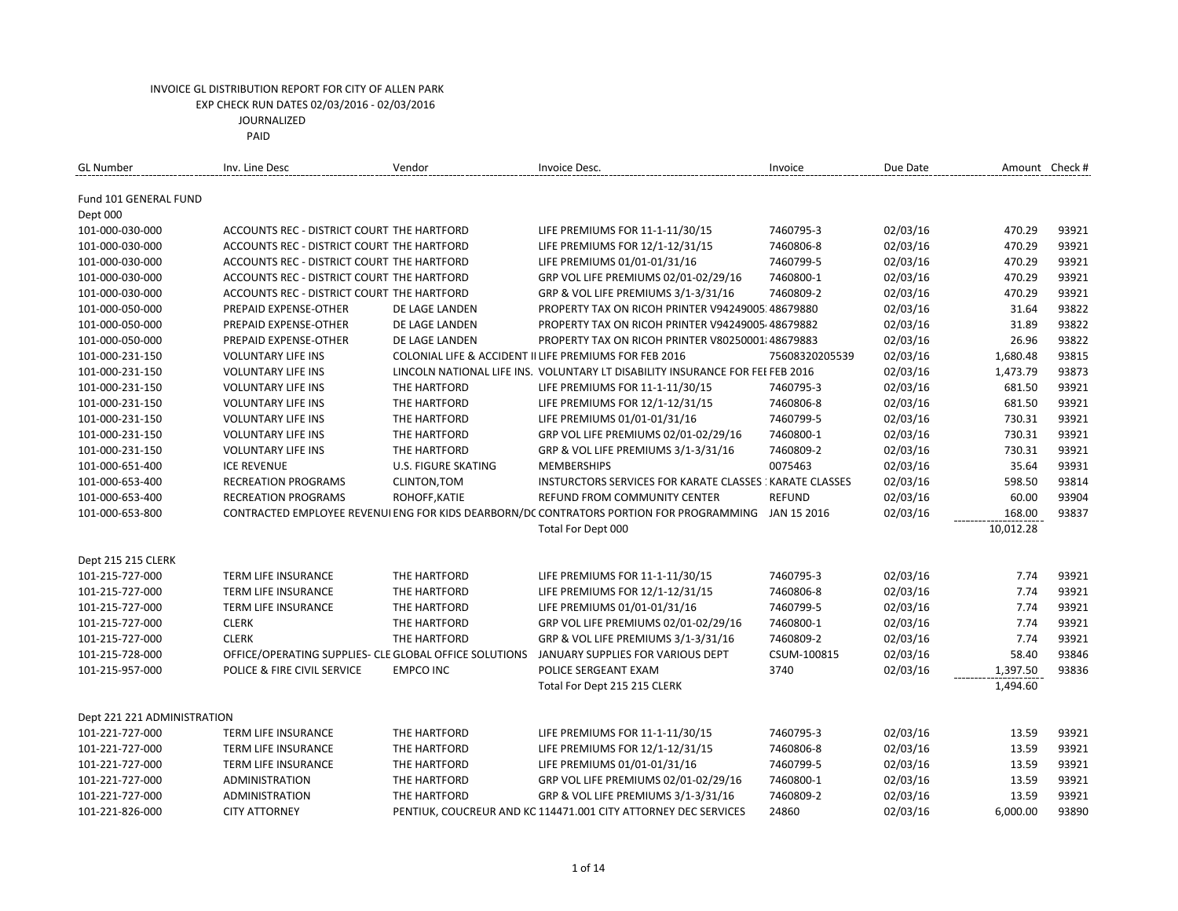INVOICE GL DISTRIBUTION REPORT FOR CITY OF ALLEN PARK
EXP CHECK RUN DATES 02/03/2016 - 02/03/2016
JOURNALIZED
PAID

| GL Number | Inv. Line Desc | Vendor | Invoice Desc. | Invoice | Due Date | Amount | Check # |
|---|---|---|---|---|---|---|---|
| Fund 101 GENERAL FUND | | | | | | | |
| Dept 000 | | | | | | | |
| 101-000-030-000 | ACCOUNTS REC - DISTRICT COURT | THE HARTFORD | LIFE PREMIUMS FOR 11-1-11/30/15 | 7460795-3 | 02/03/16 | 470.29 | 93921 |
| 101-000-030-000 | ACCOUNTS REC - DISTRICT COURT | THE HARTFORD | LIFE PREMIUMS FOR 12/1-12/31/15 | 7460806-8 | 02/03/16 | 470.29 | 93921 |
| 101-000-030-000 | ACCOUNTS REC - DISTRICT COURT | THE HARTFORD | LIFE PREMIUMS 01/01-01/31/16 | 7460799-5 | 02/03/16 | 470.29 | 93921 |
| 101-000-030-000 | ACCOUNTS REC - DISTRICT COURT | THE HARTFORD | GRP VOL LIFE PREMIUMS 02/01-02/29/16 | 7460800-1 | 02/03/16 | 470.29 | 93921 |
| 101-000-030-000 | ACCOUNTS REC - DISTRICT COURT | THE HARTFORD | GRP & VOL LIFE PREMIUMS 3/1-3/31/16 | 7460809-2 | 02/03/16 | 470.29 | 93921 |
| 101-000-050-000 | PREPAID EXPENSE-OTHER | DE LAGE LANDEN | PROPERTY TAX ON RICOH PRINTER V94249005 | 48679880 | 02/03/16 | 31.64 | 93822 |
| 101-000-050-000 | PREPAID EXPENSE-OTHER | DE LAGE LANDEN | PROPERTY TAX ON RICOH PRINTER V94249005 | 48679882 | 02/03/16 | 31.89 | 93822 |
| 101-000-050-000 | PREPAID EXPENSE-OTHER | DE LAGE LANDEN | PROPERTY TAX ON RICOH PRINTER V80250001 | 48679883 | 02/03/16 | 26.96 | 93822 |
| 101-000-231-150 | VOLUNTARY LIFE INS | COLONIAL LIFE & ACCIDENT I | LIFE PREMIUMS FOR FEB 2016 | 75608320205539 | 02/03/16 | 1,680.48 | 93815 |
| 101-000-231-150 | VOLUNTARY LIFE INS | LINCOLN NATIONAL LIFE INS. | VOLUNTARY LT DISABILITY INSURANCE FOR FEB | FEB 2016 | 02/03/16 | 1,473.79 | 93873 |
| 101-000-231-150 | VOLUNTARY LIFE INS | THE HARTFORD | LIFE PREMIUMS FOR 11-1-11/30/15 | 7460795-3 | 02/03/16 | 681.50 | 93921 |
| 101-000-231-150 | VOLUNTARY LIFE INS | THE HARTFORD | LIFE PREMIUMS FOR 12/1-12/31/15 | 7460806-8 | 02/03/16 | 681.50 | 93921 |
| 101-000-231-150 | VOLUNTARY LIFE INS | THE HARTFORD | LIFE PREMIUMS 01/01-01/31/16 | 7460799-5 | 02/03/16 | 730.31 | 93921 |
| 101-000-231-150 | VOLUNTARY LIFE INS | THE HARTFORD | GRP VOL LIFE PREMIUMS 02/01-02/29/16 | 7460800-1 | 02/03/16 | 730.31 | 93921 |
| 101-000-231-150 | VOLUNTARY LIFE INS | THE HARTFORD | GRP & VOL LIFE PREMIUMS 3/1-3/31/16 | 7460809-2 | 02/03/16 | 730.31 | 93921 |
| 101-000-651-400 | ICE REVENUE | U.S. FIGURE SKATING | MEMBERSHIPS | 0075463 | 02/03/16 | 35.64 | 93931 |
| 101-000-653-400 | RECREATION PROGRAMS | CLINTON,TOM | INSTURCTORS SERVICES FOR KARATE CLASSES | KARATE CLASSES | 02/03/16 | 598.50 | 93814 |
| 101-000-653-400 | RECREATION PROGRAMS | ROHOFF,KATIE | REFUND FROM COMMUNITY CENTER | REFUND | 02/03/16 | 60.00 | 93904 |
| 101-000-653-800 | CONTRACTED EMPLOYEE REVENUE | ENG FOR KIDS DEARBORN/DC | CONTRATORS PORTION FOR PROGRAMMING | JAN 15 2016 | 02/03/16 | 168.00 | 93837 |
| | | | Total For Dept 000 | | | 10,012.28 | |
| Dept 215 215 CLERK | | | | | | | |
| 101-215-727-000 | TERM LIFE INSURANCE | THE HARTFORD | LIFE PREMIUMS FOR 11-1-11/30/15 | 7460795-3 | 02/03/16 | 7.74 | 93921 |
| 101-215-727-000 | TERM LIFE INSURANCE | THE HARTFORD | LIFE PREMIUMS FOR 12/1-12/31/15 | 7460806-8 | 02/03/16 | 7.74 | 93921 |
| 101-215-727-000 | TERM LIFE INSURANCE | THE HARTFORD | LIFE PREMIUMS 01/01-01/31/16 | 7460799-5 | 02/03/16 | 7.74 | 93921 |
| 101-215-727-000 | CLERK | THE HARTFORD | GRP VOL LIFE PREMIUMS 02/01-02/29/16 | 7460800-1 | 02/03/16 | 7.74 | 93921 |
| 101-215-727-000 | CLERK | THE HARTFORD | GRP & VOL LIFE PREMIUMS 3/1-3/31/16 | 7460809-2 | 02/03/16 | 7.74 | 93921 |
| 101-215-728-000 | OFFICE/OPERATING SUPPLIES- CLE | GLOBAL OFFICE SOLUTIONS | JANUARY SUPPLIES FOR VARIOUS DEPT | CSUM-100815 | 02/03/16 | 58.40 | 93846 |
| 101-215-957-000 | POLICE & FIRE CIVIL SERVICE | EMPCO INC | POLICE SERGEANT EXAM | 3740 | 02/03/16 | 1,397.50 | 93836 |
| | | | Total For Dept 215 215 CLERK | | | 1,494.60 | |
| Dept 221 221 ADMINISTRATION | | | | | | | |
| 101-221-727-000 | TERM LIFE INSURANCE | THE HARTFORD | LIFE PREMIUMS FOR 11-1-11/30/15 | 7460795-3 | 02/03/16 | 13.59 | 93921 |
| 101-221-727-000 | TERM LIFE INSURANCE | THE HARTFORD | LIFE PREMIUMS FOR 12/1-12/31/15 | 7460806-8 | 02/03/16 | 13.59 | 93921 |
| 101-221-727-000 | TERM LIFE INSURANCE | THE HARTFORD | LIFE PREMIUMS 01/01-01/31/16 | 7460799-5 | 02/03/16 | 13.59 | 93921 |
| 101-221-727-000 | ADMINISTRATION | THE HARTFORD | GRP VOL LIFE PREMIUMS 02/01-02/29/16 | 7460800-1 | 02/03/16 | 13.59 | 93921 |
| 101-221-727-000 | ADMINISTRATION | THE HARTFORD | GRP & VOL LIFE PREMIUMS 3/1-3/31/16 | 7460809-2 | 02/03/16 | 13.59 | 93921 |
| 101-221-826-000 | CITY ATTORNEY | PENTIUK, COUCREUR AND KC | 114471.001 CITY ATTORNEY DEC SERVICES | 24860 | 02/03/16 | 6,000.00 | 93890 |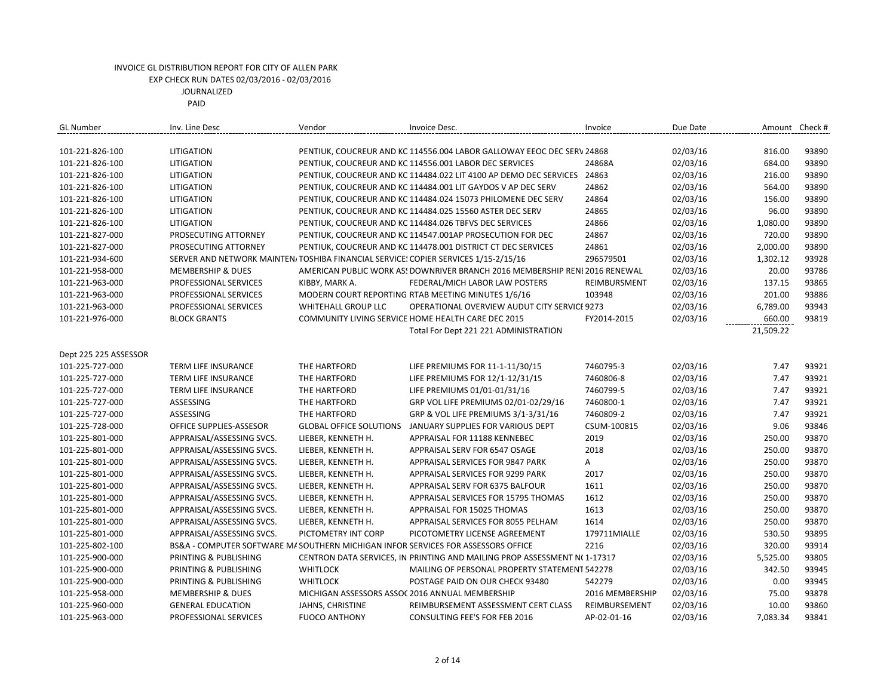INVOICE GL DISTRIBUTION REPORT FOR CITY OF ALLEN PARK
EXP CHECK RUN DATES 02/03/2016 - 02/03/2016
JOURNALIZED
PAID

| GL Number | Inv. Line Desc | Vendor | Invoice Desc. | Invoice | Due Date | Amount | Check # |
|---|---|---|---|---|---|---|---|
| 101-221-826-100 | LITIGATION | PENTIUK, COUCREUR AND KC | 114556.004 LABOR GALLOWAY EEOC DEC SERV | 24868 | 02/03/16 | 816.00 | 93890 |
| 101-221-826-100 | LITIGATION | PENTIUK, COUCREUR AND KC | 114556.001 LABOR DEC SERVICES | 24868A | 02/03/16 | 684.00 | 93890 |
| 101-221-826-100 | LITIGATION | PENTIUK, COUCREUR AND KC | 114484.022 LIT 4100 AP DEMO DEC SERVICES | 24863 | 02/03/16 | 216.00 | 93890 |
| 101-221-826-100 | LITIGATION | PENTIUK, COUCREUR AND KC | 114484.001 LIT GAYDOS V AP DEC SERV | 24862 | 02/03/16 | 564.00 | 93890 |
| 101-221-826-100 | LITIGATION | PENTIUK, COUCREUR AND KC | 114484.024 15073 PHILOMENE DEC SERV | 24864 | 02/03/16 | 156.00 | 93890 |
| 101-221-826-100 | LITIGATION | PENTIUK, COUCREUR AND KC | 114484.025 15560 ASTER DEC SERV | 24865 | 02/03/16 | 96.00 | 93890 |
| 101-221-826-100 | LITIGATION | PENTIUK, COUCREUR AND KC | 114484.026 TBFVS DEC SERVICES | 24866 | 02/03/16 | 1,080.00 | 93890 |
| 101-221-827-000 | PROSECUTING ATTORNEY | PENTIUK, COUCREUR AND KC | 114547.001AP PROSECUTION FOR DEC | 24867 | 02/03/16 | 720.00 | 93890 |
| 101-221-827-000 | PROSECUTING ATTORNEY | PENTIUK, COUCREUR AND KC | 114478.001 DISTRICT CT DEC SERVICES | 24861 | 02/03/16 | 2,000.00 | 93890 |
| 101-221-934-600 | SERVER AND NETWORK MAINTEN | TOSHIBA FINANCIAL SERVICE | COPIER SERVICES 1/15-2/15/16 | 296579501 | 02/03/16 | 1,302.12 | 93928 |
| 101-221-958-000 | MEMBERSHIP & DUES | AMERICAN PUBLIC WORK AS | DOWNRIVER BRANCH 2016 MEMBERSHIP RENE | 2016 RENEWAL | 02/03/16 | 20.00 | 93786 |
| 101-221-963-000 | PROFESSIONAL SERVICES | KIBBY, MARK A. | FEDERAL/MICH LABOR LAW POSTERS | REIMBURSMENT | 02/03/16 | 137.15 | 93865 |
| 101-221-963-000 | PROFESSIONAL SERVICES | MODERN COURT REPORTING | RTAB MEETING MINUTES 1/6/16 | 103948 | 02/03/16 | 201.00 | 93886 |
| 101-221-963-000 | PROFESSIONAL SERVICES | WHITEHALL GROUP LLC | OPERATIONAL OVERVIEW AUDUT CITY SERVICE | 9273 | 02/03/16 | 6,789.00 | 93943 |
| 101-221-976-000 | BLOCK GRANTS | COMMUNITY LIVING SERVICE | HOME HEALTH CARE DEC 2015 | FY2014-2015 | 02/03/16 | 660.00 | 93819 |
| | | | Total For Dept 221 221 ADMINISTRATION | | | 21,509.22 | |
| Dept 225 225 ASSESSOR | | | | | | | |
| 101-225-727-000 | TERM LIFE INSURANCE | THE HARTFORD | LIFE PREMIUMS FOR 11-1-11/30/15 | 7460795-3 | 02/03/16 | 7.47 | 93921 |
| 101-225-727-000 | TERM LIFE INSURANCE | THE HARTFORD | LIFE PREMIUMS FOR 12/1-12/31/15 | 7460806-8 | 02/03/16 | 7.47 | 93921 |
| 101-225-727-000 | TERM LIFE INSURANCE | THE HARTFORD | LIFE PREMIUMS 01/01-01/31/16 | 7460799-5 | 02/03/16 | 7.47 | 93921 |
| 101-225-727-000 | ASSESSING | THE HARTFORD | GRP VOL LIFE PREMIUMS 02/01-02/29/16 | 7460800-1 | 02/03/16 | 7.47 | 93921 |
| 101-225-727-000 | ASSESSING | THE HARTFORD | GRP & VOL LIFE PREMIUMS 3/1-3/31/16 | 7460809-2 | 02/03/16 | 7.47 | 93921 |
| 101-225-728-000 | OFFICE SUPPLIES-ASSESOR | GLOBAL OFFICE SOLUTIONS | JANUARY SUPPLIES FOR VARIOUS DEPT | CSUM-100815 | 02/03/16 | 9.06 | 93846 |
| 101-225-801-000 | APPRAISAL/ASSESSING SVCS. | LIEBER, KENNETH H. | APPRAISAL FOR 11188 KENNEBEC | 2019 | 02/03/16 | 250.00 | 93870 |
| 101-225-801-000 | APPRAISAL/ASSESSING SVCS. | LIEBER, KENNETH H. | APPRAISAL SERV FOR 6547 OSAGE | 2018 | 02/03/16 | 250.00 | 93870 |
| 101-225-801-000 | APPRAISAL/ASSESSING SVCS. | LIEBER, KENNETH H. | APPRAISAL SERVICES FOR 9847 PARK | A | 02/03/16 | 250.00 | 93870 |
| 101-225-801-000 | APPRAISAL/ASSESSING SVCS. | LIEBER, KENNETH H. | APPRAISAL SERVICES FOR 9299 PARK | 2017 | 02/03/16 | 250.00 | 93870 |
| 101-225-801-000 | APPRAISAL/ASSESSING SVCS. | LIEBER, KENNETH H. | APPRAISAL SERV FOR 6375 BALFOUR | 1611 | 02/03/16 | 250.00 | 93870 |
| 101-225-801-000 | APPRAISAL/ASSESSING SVCS. | LIEBER, KENNETH H. | APPRAISAL SERVICES FOR 15795 THOMAS | 1612 | 02/03/16 | 250.00 | 93870 |
| 101-225-801-000 | APPRAISAL/ASSESSING SVCS. | LIEBER, KENNETH H. | APPRAISAL FOR 15025 THOMAS | 1613 | 02/03/16 | 250.00 | 93870 |
| 101-225-801-000 | APPRAISAL/ASSESSING SVCS. | LIEBER, KENNETH H. | APPRAISAL SERVICES FOR 8055 PELHAM | 1614 | 02/03/16 | 250.00 | 93870 |
| 101-225-801-000 | APPRAISAL/ASSESSING SVCS. | PICTOMETRY INT CORP | PICOTOMETRY LICENSE AGREEMENT | 179711MIALLE | 02/03/16 | 530.50 | 93895 |
| 101-225-802-100 | BS&A - COMPUTER SOFTWARE MA | SOUTHERN MICHIGAN INFOR | SERVICES FOR ASSESSORS OFFICE | 2216 | 02/03/16 | 320.00 | 93914 |
| 101-225-900-000 | PRINTING & PUBLISHING | CENTRON DATA SERVICES, IN | PRINTING AND MAILING PROP ASSESSMENT NO | 1-17317 | 02/03/16 | 5,525.00 | 93805 |
| 101-225-900-000 | PRINTING & PUBLISHING | WHITLOCK | MAILING OF PERSONAL PROPERTY STATEMENT | 542278 | 02/03/16 | 342.50 | 93945 |
| 101-225-900-000 | PRINTING & PUBLISHING | WHITLOCK | POSTAGE PAID ON OUR CHECK 93480 | 542279 | 02/03/16 | 0.00 | 93945 |
| 101-225-958-000 | MEMBERSHIP & DUES | MICHIGAN ASSESSORS ASSOC | 2016 ANNUAL MEMBERSHIP | 2016 MEMBERSHIP | 02/03/16 | 75.00 | 93878 |
| 101-225-960-000 | GENERAL EDUCATION | JAHNS, CHRISTINE | REIMBURSEMENT ASSESSMENT CERT CLASS | REIMBURSEMENT | 02/03/16 | 10.00 | 93860 |
| 101-225-963-000 | PROFESSIONAL SERVICES | FUOCO ANTHONY | CONSULTING FEE'S FOR FEB 2016 | AP-02-01-16 | 02/03/16 | 7,083.34 | 93841 |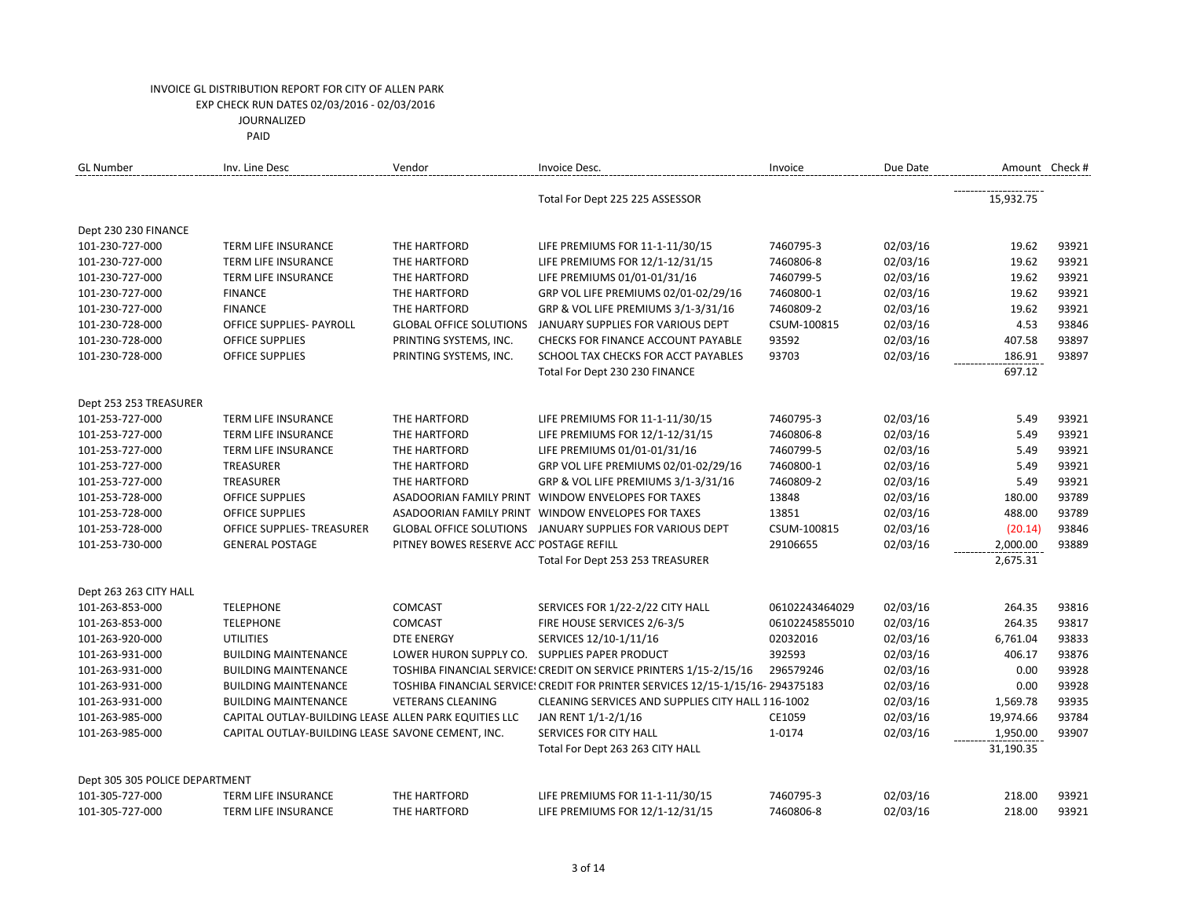INVOICE GL DISTRIBUTION REPORT FOR CITY OF ALLEN PARK
EXP CHECK RUN DATES 02/03/2016 - 02/03/2016
JOURNALIZED
PAID

| GL Number | Inv. Line Desc | Vendor | Invoice Desc. | Invoice | Due Date | Amount | Check # |
|---|---|---|---|---|---|---|---|
| | | | Total For Dept 225 225 ASSESSOR | | | 15,932.75 | |
| Dept 230 230 FINANCE | | | | | | | |
| 101-230-727-000 | TERM LIFE INSURANCE | THE HARTFORD | LIFE PREMIUMS FOR 11-1-11/30/15 | 7460795-3 | 02/03/16 | 19.62 | 93921 |
| 101-230-727-000 | TERM LIFE INSURANCE | THE HARTFORD | LIFE PREMIUMS FOR 12/1-12/31/15 | 7460806-8 | 02/03/16 | 19.62 | 93921 |
| 101-230-727-000 | TERM LIFE INSURANCE | THE HARTFORD | LIFE PREMIUMS 01/01-01/31/16 | 7460799-5 | 02/03/16 | 19.62 | 93921 |
| 101-230-727-000 | FINANCE | THE HARTFORD | GRP VOL LIFE PREMIUMS 02/01-02/29/16 | 7460800-1 | 02/03/16 | 19.62 | 93921 |
| 101-230-727-000 | FINANCE | THE HARTFORD | GRP & VOL LIFE PREMIUMS 3/1-3/31/16 | 7460809-2 | 02/03/16 | 19.62 | 93921 |
| 101-230-728-000 | OFFICE SUPPLIES- PAYROLL | GLOBAL OFFICE SOLUTIONS | JANUARY SUPPLIES FOR VARIOUS DEPT | CSUM-100815 | 02/03/16 | 4.53 | 93846 |
| 101-230-728-000 | OFFICE SUPPLIES | PRINTING SYSTEMS, INC. | CHECKS FOR FINANCE ACCOUNT PAYABLE | 93592 | 02/03/16 | 407.58 | 93897 |
| 101-230-728-000 | OFFICE SUPPLIES | PRINTING SYSTEMS, INC. | SCHOOL TAX CHECKS FOR ACCT PAYABLES | 93703 | 02/03/16 | 186.91 | 93897 |
| | | | Total For Dept 230 230 FINANCE | | | 697.12 | |
| Dept 253 253 TREASURER | | | | | | | |
| 101-253-727-000 | TERM LIFE INSURANCE | THE HARTFORD | LIFE PREMIUMS FOR 11-1-11/30/15 | 7460795-3 | 02/03/16 | 5.49 | 93921 |
| 101-253-727-000 | TERM LIFE INSURANCE | THE HARTFORD | LIFE PREMIUMS FOR 12/1-12/31/15 | 7460806-8 | 02/03/16 | 5.49 | 93921 |
| 101-253-727-000 | TERM LIFE INSURANCE | THE HARTFORD | LIFE PREMIUMS 01/01-01/31/16 | 7460799-5 | 02/03/16 | 5.49 | 93921 |
| 101-253-727-000 | TREASURER | THE HARTFORD | GRP VOL LIFE PREMIUMS 02/01-02/29/16 | 7460800-1 | 02/03/16 | 5.49 | 93921 |
| 101-253-727-000 | TREASURER | THE HARTFORD | GRP & VOL LIFE PREMIUMS 3/1-3/31/16 | 7460809-2 | 02/03/16 | 5.49 | 93921 |
| 101-253-728-000 | OFFICE SUPPLIES | ASADOORIAN FAMILY PRINT | WINDOW ENVELOPES FOR TAXES | 13848 | 02/03/16 | 180.00 | 93789 |
| 101-253-728-000 | OFFICE SUPPLIES | ASADOORIAN FAMILY PRINT | WINDOW ENVELOPES FOR TAXES | 13851 | 02/03/16 | 488.00 | 93789 |
| 101-253-728-000 | OFFICE SUPPLIES- TREASURER | GLOBAL OFFICE SOLUTIONS | JANUARY SUPPLIES FOR VARIOUS DEPT | CSUM-100815 | 02/03/16 | (20.14) | 93846 |
| 101-253-730-000 | GENERAL POSTAGE | PITNEY BOWES RESERVE ACC | POSTAGE REFILL | 29106655 | 02/03/16 | 2,000.00 | 93889 |
| | | | Total For Dept 253 253 TREASURER | | | 2,675.31 | |
| Dept 263 263 CITY HALL | | | | | | | |
| 101-263-853-000 | TELEPHONE | COMCAST | SERVICES FOR 1/22-2/22 CITY HALL | 06102243464029 | 02/03/16 | 264.35 | 93816 |
| 101-263-853-000 | TELEPHONE | COMCAST | FIRE HOUSE SERVICES 2/6-3/5 | 06102245855010 | 02/03/16 | 264.35 | 93817 |
| 101-263-920-000 | UTILITIES | DTE ENERGY | SERVICES 12/10-1/11/16 | 02032016 | 02/03/16 | 6,761.04 | 93833 |
| 101-263-931-000 | BUILDING MAINTENANCE | LOWER HURON SUPPLY CO. | SUPPLIES PAPER PRODUCT | 392593 | 02/03/16 | 406.17 | 93876 |
| 101-263-931-000 | BUILDING MAINTENANCE | TOSHIBA FINANCIAL SERVICES | CREDIT ON SERVICE PRINTERS 1/15-2/15/16 | 296579246 | 02/03/16 | 0.00 | 93928 |
| 101-263-931-000 | BUILDING MAINTENANCE | TOSHIBA FINANCIAL SERVICES | CREDIT FOR PRINTER SERVICES 12/15-1/15/16- | 294375183 | 02/03/16 | 0.00 | 93928 |
| 101-263-931-000 | BUILDING MAINTENANCE | VETERANS CLEANING | CLEANING SERVICES AND SUPPLIES CITY HALL 1 | 16-1002 | 02/03/16 | 1,569.78 | 93935 |
| 101-263-985-000 | CAPITAL OUTLAY-BUILDING LEASE | ALLEN PARK EQUITIES LLC | JAN RENT 1/1-2/1/16 | CE1059 | 02/03/16 | 19,974.66 | 93784 |
| 101-263-985-000 | CAPITAL OUTLAY-BUILDING LEASE | SAVONE CEMENT, INC. | SERVICES FOR CITY HALL | 1-0174 | 02/03/16 | 1,950.00 | 93907 |
| | | | Total For Dept 263 263 CITY HALL | | | 31,190.35 | |
| Dept 305 305 POLICE DEPARTMENT | | | | | | | |
| 101-305-727-000 | TERM LIFE INSURANCE | THE HARTFORD | LIFE PREMIUMS FOR 11-1-11/30/15 | 7460795-3 | 02/03/16 | 218.00 | 93921 |
| 101-305-727-000 | TERM LIFE INSURANCE | THE HARTFORD | LIFE PREMIUMS FOR 12/1-12/31/15 | 7460806-8 | 02/03/16 | 218.00 | 93921 |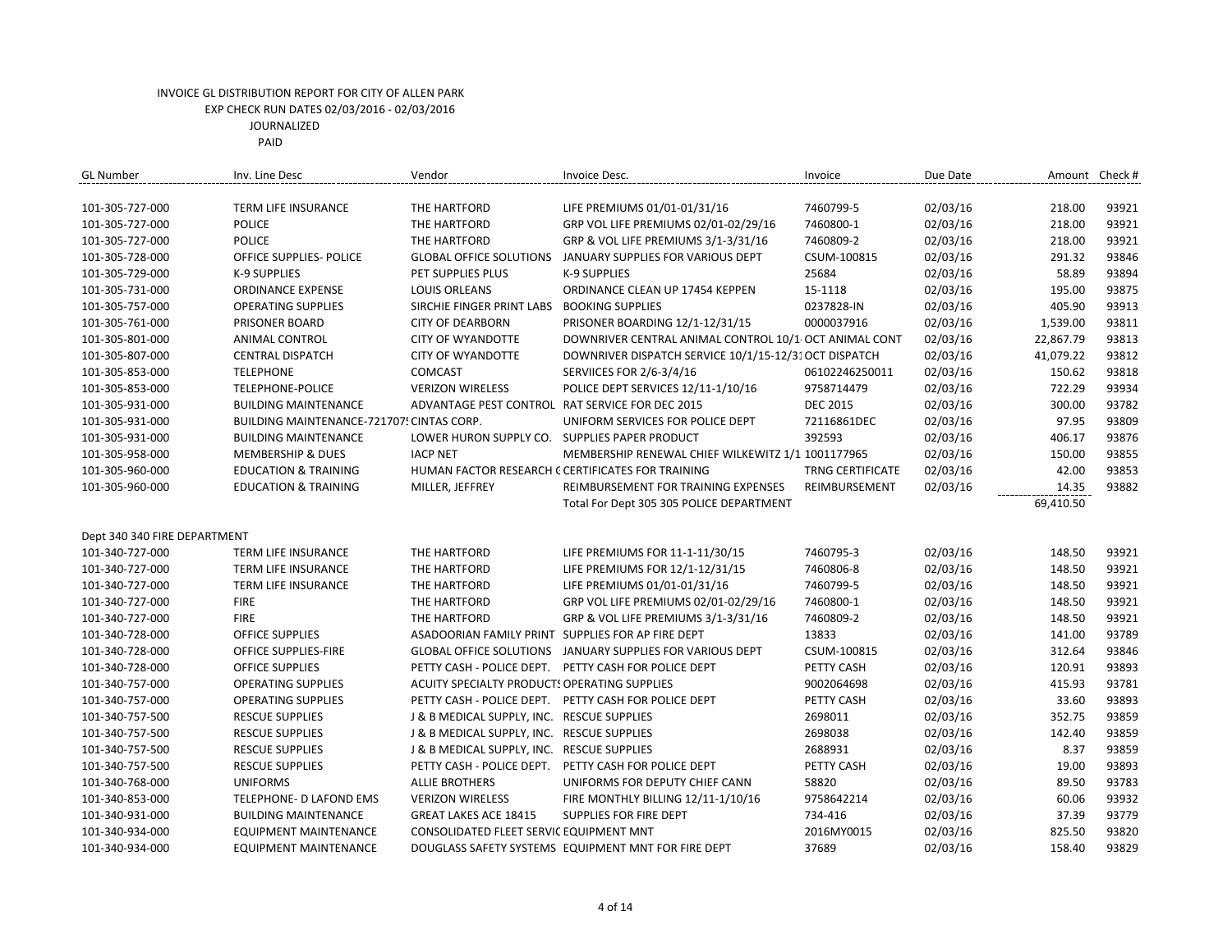INVOICE GL DISTRIBUTION REPORT FOR CITY OF ALLEN PARK
EXP CHECK RUN DATES 02/03/2016 - 02/03/2016
JOURNALIZED
PAID

| GL Number | Inv. Line Desc | Vendor | Invoice Desc. | Invoice | Due Date | Amount | Check # |
|---|---|---|---|---|---|---|---|
| 101-305-727-000 | TERM LIFE INSURANCE | THE HARTFORD | LIFE PREMIUMS 01/01-01/31/16 | 7460799-5 | 02/03/16 | 218.00 | 93921 |
| 101-305-727-000 | POLICE | THE HARTFORD | GRP VOL LIFE PREMIUMS 02/01-02/29/16 | 7460800-1 | 02/03/16 | 218.00 | 93921 |
| 101-305-727-000 | POLICE | THE HARTFORD | GRP & VOL LIFE PREMIUMS 3/1-3/31/16 | 7460809-2 | 02/03/16 | 218.00 | 93921 |
| 101-305-728-000 | OFFICE SUPPLIES- POLICE | GLOBAL OFFICE SOLUTIONS | JANUARY SUPPLIES FOR VARIOUS DEPT | CSUM-100815 | 02/03/16 | 291.32 | 93846 |
| 101-305-729-000 | K-9 SUPPLIES | PET SUPPLIES PLUS | K-9 SUPPLIES | 25684 | 02/03/16 | 58.89 | 93894 |
| 101-305-731-000 | ORDINANCE EXPENSE | LOUIS ORLEANS | ORDINANCE CLEAN UP 17454 KEPPEN | 15-1118 | 02/03/16 | 195.00 | 93875 |
| 101-305-757-000 | OPERATING SUPPLIES | SIRCHIE FINGER PRINT LABS | BOOKING SUPPLIES | 0237828-IN | 02/03/16 | 405.90 | 93913 |
| 101-305-761-000 | PRISONER BOARD | CITY OF DEARBORN | PRISONER BOARDING 12/1-12/31/15 | 0000037916 | 02/03/16 | 1,539.00 | 93811 |
| 101-305-801-000 | ANIMAL CONTROL | CITY OF WYANDOTTE | DOWNRIVER CENTRAL ANIMAL CONTROL 10/1- | OCT ANIMAL CONT | 02/03/16 | 22,867.79 | 93813 |
| 101-305-807-000 | CENTRAL DISPATCH | CITY OF WYANDOTTE | DOWNRIVER DISPATCH SERVICE 10/1/15-12/31 | OCT DISPATCH | 02/03/16 | 41,079.22 | 93812 |
| 101-305-853-000 | TELEPHONE | COMCAST | SERVIICES FOR 2/6-3/4/16 | 06102246250011 | 02/03/16 | 150.62 | 93818 |
| 101-305-853-000 | TELEPHONE-POLICE | VERIZON WIRELESS | POLICE DEPT SERVICES 12/11-1/10/16 | 9758714479 | 02/03/16 | 722.29 | 93934 |
| 101-305-931-000 | BUILDING MAINTENANCE | ADVANTAGE PEST CONTROL | RAT SERVICE FOR DEC 2015 | DEC 2015 | 02/03/16 | 300.00 | 93782 |
| 101-305-931-000 | BUILDING MAINTENANCE-721707 | CINTAS CORP. | UNIFORM SERVICES FOR POLICE DEPT | 72116861DEC | 02/03/16 | 97.95 | 93809 |
| 101-305-931-000 | BUILDING MAINTENANCE | LOWER HURON SUPPLY CO. | SUPPLIES PAPER PRODUCT | 392593 | 02/03/16 | 406.17 | 93876 |
| 101-305-958-000 | MEMBERSHIP & DUES | IACP NET | MEMBERSHIP RENEWAL CHIEF WILKEWITZ 1/1 | 1001177965 | 02/03/16 | 150.00 | 93855 |
| 101-305-960-000 | EDUCATION & TRAINING | HUMAN FACTOR RESEARCH C | CERTIFICATES FOR TRAINING | TRNG CERTIFICATE | 02/03/16 | 42.00 | 93853 |
| 101-305-960-000 | EDUCATION & TRAINING | MILLER, JEFFREY | REIMBURSEMENT FOR TRAINING EXPENSES | REIMBURSEMENT | 02/03/16 | 14.35 | 93882 |
| | | | Total For Dept 305 305 POLICE DEPARTMENT | | | 69,410.50 | |
| Dept 340 340 FIRE DEPARTMENT | | | | | | | |
| 101-340-727-000 | TERM LIFE INSURANCE | THE HARTFORD | LIFE PREMIUMS FOR 11-1-11/30/15 | 7460795-3 | 02/03/16 | 148.50 | 93921 |
| 101-340-727-000 | TERM LIFE INSURANCE | THE HARTFORD | LIFE PREMIUMS FOR 12/1-12/31/15 | 7460806-8 | 02/03/16 | 148.50 | 93921 |
| 101-340-727-000 | TERM LIFE INSURANCE | THE HARTFORD | LIFE PREMIUMS 01/01-01/31/16 | 7460799-5 | 02/03/16 | 148.50 | 93921 |
| 101-340-727-000 | FIRE | THE HARTFORD | GRP VOL LIFE PREMIUMS 02/01-02/29/16 | 7460800-1 | 02/03/16 | 148.50 | 93921 |
| 101-340-727-000 | FIRE | THE HARTFORD | GRP & VOL LIFE PREMIUMS 3/1-3/31/16 | 7460809-2 | 02/03/16 | 148.50 | 93921 |
| 101-340-728-000 | OFFICE SUPPLIES | ASADOORIAN FAMILY PRINT | SUPPLIES FOR AP FIRE DEPT | 13833 | 02/03/16 | 141.00 | 93789 |
| 101-340-728-000 | OFFICE SUPPLIES-FIRE | GLOBAL OFFICE SOLUTIONS | JANUARY SUPPLIES FOR VARIOUS DEPT | CSUM-100815 | 02/03/16 | 312.64 | 93846 |
| 101-340-728-000 | OFFICE SUPPLIES | PETTY CASH - POLICE DEPT. | PETTY CASH FOR POLICE DEPT | PETTY CASH | 02/03/16 | 120.91 | 93893 |
| 101-340-757-000 | OPERATING SUPPLIES | ACUITY SPECIALTY PRODUCTS | OPERATING SUPPLIES | 9002064698 | 02/03/16 | 415.93 | 93781 |
| 101-340-757-000 | OPERATING SUPPLIES | PETTY CASH - POLICE DEPT. | PETTY CASH FOR POLICE DEPT | PETTY CASH | 02/03/16 | 33.60 | 93893 |
| 101-340-757-500 | RESCUE SUPPLIES | J & B MEDICAL SUPPLY, INC. | RESCUE SUPPLIES | 2698011 | 02/03/16 | 352.75 | 93859 |
| 101-340-757-500 | RESCUE SUPPLIES | J & B MEDICAL SUPPLY, INC. | RESCUE SUPPLIES | 2698038 | 02/03/16 | 142.40 | 93859 |
| 101-340-757-500 | RESCUE SUPPLIES | J & B MEDICAL SUPPLY, INC. | RESCUE SUPPLIES | 2688931 | 02/03/16 | 8.37 | 93859 |
| 101-340-757-500 | RESCUE SUPPLIES | PETTY CASH - POLICE DEPT. | PETTY CASH FOR POLICE DEPT | PETTY CASH | 02/03/16 | 19.00 | 93893 |
| 101-340-768-000 | UNIFORMS | ALLIE BROTHERS | UNIFORMS FOR DEPUTY CHIEF CANN | 58820 | 02/03/16 | 89.50 | 93783 |
| 101-340-853-000 | TELEPHONE- D LAFOND EMS | VERIZON WIRELESS | FIRE MONTHLY BILLING 12/11-1/10/16 | 9758642214 | 02/03/16 | 60.06 | 93932 |
| 101-340-931-000 | BUILDING MAINTENANCE | GREAT LAKES ACE 18415 | SUPPLIES FOR FIRE DEPT | 734-416 | 02/03/16 | 37.39 | 93779 |
| 101-340-934-000 | EQUIPMENT MAINTENANCE | CONSOLIDATED FLEET SERVIC | EQUIPMENT MNT | 2016MY0015 | 02/03/16 | 825.50 | 93820 |
| 101-340-934-000 | EQUIPMENT MAINTENANCE | DOUGLASS SAFETY SYSTEMS | EQUIPMENT MNT FOR FIRE DEPT | 37689 | 02/03/16 | 158.40 | 93829 |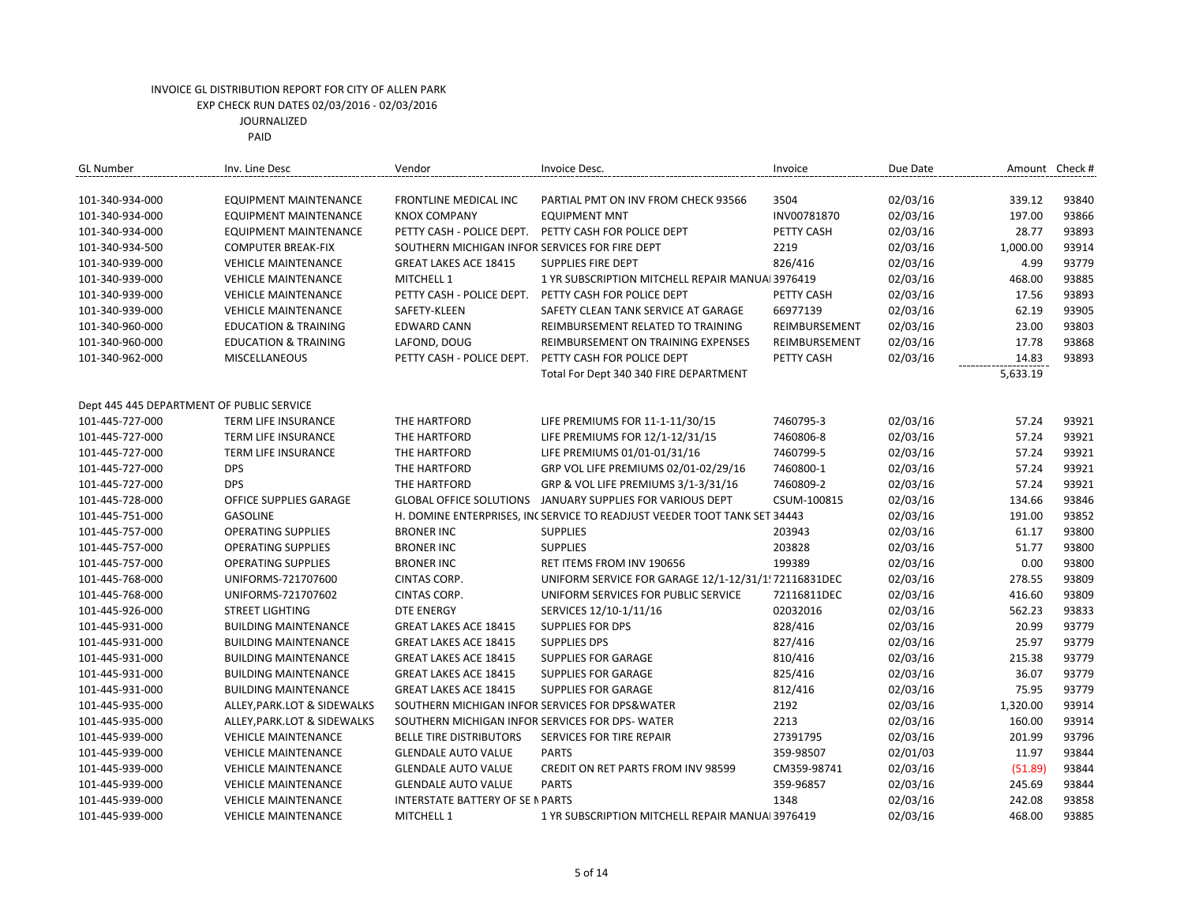INVOICE GL DISTRIBUTION REPORT FOR CITY OF ALLEN PARK
EXP CHECK RUN DATES 02/03/2016 - 02/03/2016
JOURNALIZED
PAID

| GL Number | Inv. Line Desc | Vendor | Invoice Desc. | Invoice | Due Date | Amount | Check # |
|---|---|---|---|---|---|---|---|
| 101-340-934-000 | EQUIPMENT MAINTENANCE | FRONTLINE MEDICAL INC | PARTIAL PMT ON INV FROM CHECK 93566 | 3504 | 02/03/16 | 339.12 | 93840 |
| 101-340-934-000 | EQUIPMENT MAINTENANCE | KNOX COMPANY | EQUIPMENT MNT | INV00781870 | 02/03/16 | 197.00 | 93866 |
| 101-340-934-000 | EQUIPMENT MAINTENANCE | PETTY CASH - POLICE DEPT. | PETTY CASH FOR POLICE DEPT | PETTY CASH | 02/03/16 | 28.77 | 93893 |
| 101-340-934-500 | COMPUTER BREAK-FIX | SOUTHERN MICHIGAN INFOR | SERVICES FOR FIRE DEPT | 2219 | 02/03/16 | 1,000.00 | 93914 |
| 101-340-939-000 | VEHICLE MAINTENANCE | GREAT LAKES ACE 18415 | SUPPLIES FIRE DEPT | 826/416 | 02/03/16 | 4.99 | 93779 |
| 101-340-939-000 | VEHICLE MAINTENANCE | MITCHELL 1 | 1 YR SUBSCRIPTION MITCHELL REPAIR MANUAL | 3976419 | 02/03/16 | 468.00 | 93885 |
| 101-340-939-000 | VEHICLE MAINTENANCE | PETTY CASH - POLICE DEPT. | PETTY CASH FOR POLICE DEPT | PETTY CASH | 02/03/16 | 17.56 | 93893 |
| 101-340-939-000 | VEHICLE MAINTENANCE | SAFETY-KLEEN | SAFETY CLEAN TANK SERVICE AT GARAGE | 66977139 | 02/03/16 | 62.19 | 93905 |
| 101-340-960-000 | EDUCATION & TRAINING | EDWARD CANN | REIMBURSEMENT RELATED TO TRAINING | REIMBURSEMENT | 02/03/16 | 23.00 | 93803 |
| 101-340-960-000 | EDUCATION & TRAINING | LAFOND, DOUG | REIMBURSEMENT ON TRAINING EXPENSES | REIMBURSEMENT | 02/03/16 | 17.78 | 93868 |
| 101-340-962-000 | MISCELLANEOUS | PETTY CASH - POLICE DEPT. | PETTY CASH FOR POLICE DEPT | PETTY CASH | 02/03/16 | 14.83 | 93893 |
| | | | Total For Dept 340 340 FIRE DEPARTMENT | | | 5,633.19 | |
| Dept 445 445 DEPARTMENT OF PUBLIC SERVICE | | | | | | | |
| 101-445-727-000 | TERM LIFE INSURANCE | THE HARTFORD | LIFE PREMIUMS FOR 11-1-11/30/15 | 7460795-3 | 02/03/16 | 57.24 | 93921 |
| 101-445-727-000 | TERM LIFE INSURANCE | THE HARTFORD | LIFE PREMIUMS FOR 12/1-12/31/15 | 7460806-8 | 02/03/16 | 57.24 | 93921 |
| 101-445-727-000 | TERM LIFE INSURANCE | THE HARTFORD | LIFE PREMIUMS 01/01-01/31/16 | 7460799-5 | 02/03/16 | 57.24 | 93921 |
| 101-445-727-000 | DPS | THE HARTFORD | GRP VOL LIFE PREMIUMS 02/01-02/29/16 | 7460800-1 | 02/03/16 | 57.24 | 93921 |
| 101-445-727-000 | DPS | THE HARTFORD | GRP & VOL LIFE PREMIUMS 3/1-3/31/16 | 7460809-2 | 02/03/16 | 57.24 | 93921 |
| 101-445-728-000 | OFFICE SUPPLIES GARAGE | GLOBAL OFFICE SOLUTIONS | JANUARY SUPPLIES FOR VARIOUS DEPT | CSUM-100815 | 02/03/16 | 134.66 | 93846 |
| 101-445-751-000 | GASOLINE | H. DOMINE ENTERPRISES, INC | SERVICE TO READJUST VEEDER TOOT TANK SET | 34443 | 02/03/16 | 191.00 | 93852 |
| 101-445-757-000 | OPERATING SUPPLIES | BRONER INC | SUPPLIES | 203943 | 02/03/16 | 61.17 | 93800 |
| 101-445-757-000 | OPERATING SUPPLIES | BRONER INC | SUPPLIES | 203828 | 02/03/16 | 51.77 | 93800 |
| 101-445-757-000 | OPERATING SUPPLIES | BRONER INC | RET ITEMS FROM INV 190656 | 199389 | 02/03/16 | 0.00 | 93800 |
| 101-445-768-000 | UNIFORMS-721707600 | CINTAS CORP. | UNIFORM SERVICE FOR GARAGE 12/1-12/31/1 | 72116831DEC | 02/03/16 | 278.55 | 93809 |
| 101-445-768-000 | UNIFORMS-721707602 | CINTAS CORP. | UNIFORM SERVICES FOR PUBLIC SERVICE | 72116811DEC | 02/03/16 | 416.60 | 93809 |
| 101-445-926-000 | STREET LIGHTING | DTE ENERGY | SERVICES 12/10-1/11/16 | 02032016 | 02/03/16 | 562.23 | 93833 |
| 101-445-931-000 | BUILDING MAINTENANCE | GREAT LAKES ACE 18415 | SUPPLIES FOR DPS | 828/416 | 02/03/16 | 20.99 | 93779 |
| 101-445-931-000 | BUILDING MAINTENANCE | GREAT LAKES ACE 18415 | SUPPLIES DPS | 827/416 | 02/03/16 | 25.97 | 93779 |
| 101-445-931-000 | BUILDING MAINTENANCE | GREAT LAKES ACE 18415 | SUPPLIES FOR GARAGE | 810/416 | 02/03/16 | 215.38 | 93779 |
| 101-445-931-000 | BUILDING MAINTENANCE | GREAT LAKES ACE 18415 | SUPPLIES FOR GARAGE | 825/416 | 02/03/16 | 36.07 | 93779 |
| 101-445-931-000 | BUILDING MAINTENANCE | GREAT LAKES ACE 18415 | SUPPLIES FOR GARAGE | 812/416 | 02/03/16 | 75.95 | 93779 |
| 101-445-935-000 | ALLEY,PARK.LOT & SIDEWALKS | SOUTHERN MICHIGAN INFOR | SERVICES FOR DPS&WATER | 2192 | 02/03/16 | 1,320.00 | 93914 |
| 101-445-935-000 | ALLEY,PARK.LOT & SIDEWALKS | SOUTHERN MICHIGAN INFOR | SERVICES FOR DPS- WATER | 2213 | 02/03/16 | 160.00 | 93914 |
| 101-445-939-000 | VEHICLE MAINTENANCE | BELLE TIRE DISTRIBUTORS | SERVICES FOR TIRE REPAIR | 27391795 | 02/03/16 | 201.99 | 93796 |
| 101-445-939-000 | VEHICLE MAINTENANCE | GLENDALE AUTO VALUE | PARTS | 359-98507 | 02/01/03 | 11.97 | 93844 |
| 101-445-939-000 | VEHICLE MAINTENANCE | GLENDALE AUTO VALUE | CREDIT ON RET PARTS FROM INV 98599 | CM359-98741 | 02/03/16 | (51.89) | 93844 |
| 101-445-939-000 | VEHICLE MAINTENANCE | GLENDALE AUTO VALUE | PARTS | 359-96857 | 02/03/16 | 245.69 | 93844 |
| 101-445-939-000 | VEHICLE MAINTENANCE | INTERSTATE BATTERY OF SE M | PARTS | 1348 | 02/03/16 | 242.08 | 93858 |
| 101-445-939-000 | VEHICLE MAINTENANCE | MITCHELL 1 | 1 YR SUBSCRIPTION MITCHELL REPAIR MANUAL | 3976419 | 02/03/16 | 468.00 | 93885 |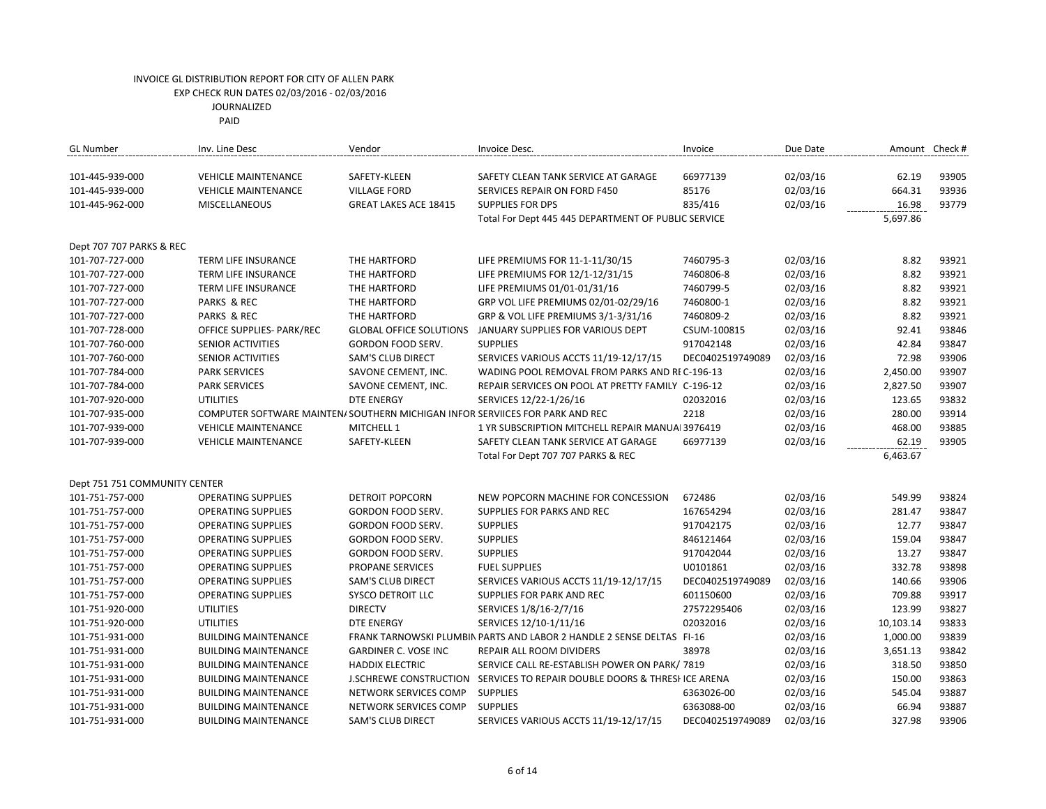INVOICE GL DISTRIBUTION REPORT FOR CITY OF ALLEN PARK
EXP CHECK RUN DATES 02/03/2016 - 02/03/2016
JOURNALIZED
PAID

| GL Number | Inv. Line Desc | Vendor | Invoice Desc. | Invoice | Due Date | Amount | Check # |
|---|---|---|---|---|---|---|---|
| 101-445-939-000 | VEHICLE MAINTENANCE | SAFETY-KLEEN | SAFETY CLEAN TANK SERVICE AT GARAGE | 66977139 | 02/03/16 | 62.19 | 93905 |
| 101-445-939-000 | VEHICLE MAINTENANCE | VILLAGE FORD | SERVICES REPAIR ON FORD F450 | 85176 | 02/03/16 | 664.31 | 93936 |
| 101-445-962-000 | MISCELLANEOUS | GREAT LAKES ACE 18415 | SUPPLIES FOR DPS | 835/416 | 02/03/16 | 16.98 | 93779 |
| | | | Total For Dept 445 445 DEPARTMENT OF PUBLIC SERVICE | | | 5,697.86 | |
| Dept 707 707 PARKS & REC | | | | | | | |
| 101-707-727-000 | TERM LIFE INSURANCE | THE HARTFORD | LIFE PREMIUMS FOR 11-1-11/30/15 | 7460795-3 | 02/03/16 | 8.82 | 93921 |
| 101-707-727-000 | TERM LIFE INSURANCE | THE HARTFORD | LIFE PREMIUMS FOR 12/1-12/31/15 | 7460806-8 | 02/03/16 | 8.82 | 93921 |
| 101-707-727-000 | TERM LIFE INSURANCE | THE HARTFORD | LIFE PREMIUMS 01/01-01/31/16 | 7460799-5 | 02/03/16 | 8.82 | 93921 |
| 101-707-727-000 | PARKS & REC | THE HARTFORD | GRP VOL LIFE PREMIUMS 02/01-02/29/16 | 7460800-1 | 02/03/16 | 8.82 | 93921 |
| 101-707-727-000 | PARKS & REC | THE HARTFORD | GRP & VOL LIFE PREMIUMS 3/1-3/31/16 | 7460809-2 | 02/03/16 | 8.82 | 93921 |
| 101-707-728-000 | OFFICE SUPPLIES- PARK/REC | GLOBAL OFFICE SOLUTIONS | JANUARY SUPPLIES FOR VARIOUS DEPT | CSUM-100815 | 02/03/16 | 92.41 | 93846 |
| 101-707-760-000 | SENIOR ACTIVITIES | GORDON FOOD SERV. | SUPPLIES | 917042148 | 02/03/16 | 42.84 | 93847 |
| 101-707-760-000 | SENIOR ACTIVITIES | SAM'S CLUB DIRECT | SERVICES VARIOUS ACCTS 11/19-12/17/15 | DEC0402519749089 | 02/03/16 | 72.98 | 93906 |
| 101-707-784-000 | PARK SERVICES | SAVONE CEMENT, INC. | WADING POOL REMOVAL FROM PARKS AND RI | C-196-13 | 02/03/16 | 2,450.00 | 93907 |
| 101-707-784-000 | PARK SERVICES | SAVONE CEMENT, INC. | REPAIR SERVICES ON POOL AT PRETTY FAMILY | C-196-12 | 02/03/16 | 2,827.50 | 93907 |
| 101-707-920-000 | UTILITIES | DTE ENERGY | SERVICES 12/22-1/26/16 | 02032016 | 02/03/16 | 123.65 | 93832 |
| 101-707-935-000 | COMPUTER SOFTWARE MAINTEN/ | SOUTHERN MICHIGAN INFOR | SERVIICES FOR PARK AND REC | 2218 | 02/03/16 | 280.00 | 93914 |
| 101-707-939-000 | VEHICLE MAINTENANCE | MITCHELL 1 | 1 YR SUBSCRIPTION MITCHELL REPAIR MANUAI | 3976419 | 02/03/16 | 468.00 | 93885 |
| 101-707-939-000 | VEHICLE MAINTENANCE | SAFETY-KLEEN | SAFETY CLEAN TANK SERVICE AT GARAGE | 66977139 | 02/03/16 | 62.19 | 93905 |
| | | | Total For Dept 707 707 PARKS & REC | | | 6,463.67 | |
| Dept 751 751 COMMUNITY CENTER | | | | | | | |
| 101-751-757-000 | OPERATING SUPPLIES | DETROIT POPCORN | NEW POPCORN MACHINE FOR CONCESSION | 672486 | 02/03/16 | 549.99 | 93824 |
| 101-751-757-000 | OPERATING SUPPLIES | GORDON FOOD SERV. | SUPPLIES FOR PARKS AND REC | 167654294 | 02/03/16 | 281.47 | 93847 |
| 101-751-757-000 | OPERATING SUPPLIES | GORDON FOOD SERV. | SUPPLIES | 917042175 | 02/03/16 | 12.77 | 93847 |
| 101-751-757-000 | OPERATING SUPPLIES | GORDON FOOD SERV. | SUPPLIES | 846121464 | 02/03/16 | 159.04 | 93847 |
| 101-751-757-000 | OPERATING SUPPLIES | GORDON FOOD SERV. | SUPPLIES | 917042044 | 02/03/16 | 13.27 | 93847 |
| 101-751-757-000 | OPERATING SUPPLIES | PROPANE SERVICES | FUEL SUPPLIES | U0101861 | 02/03/16 | 332.78 | 93898 |
| 101-751-757-000 | OPERATING SUPPLIES | SAM'S CLUB DIRECT | SERVICES VARIOUS ACCTS 11/19-12/17/15 | DEC0402519749089 | 02/03/16 | 140.66 | 93906 |
| 101-751-757-000 | OPERATING SUPPLIES | SYSCO DETROIT LLC | SUPPLIES FOR PARK AND REC | 601150600 | 02/03/16 | 709.88 | 93917 |
| 101-751-920-000 | UTILITIES | DIRECTV | SERVICES 1/8/16-2/7/16 | 27572295406 | 02/03/16 | 123.99 | 93827 |
| 101-751-920-000 | UTILITIES | DTE ENERGY | SERVICES 12/10-1/11/16 | 02032016 | 02/03/16 | 10,103.14 | 93833 |
| 101-751-931-000 | BUILDING MAINTENANCE | FRANK TARNOWSKI PLUMBIN | PARTS AND LABOR 2 HANDLE 2 SENSE DELTAS | FI-16 | 02/03/16 | 1,000.00 | 93839 |
| 101-751-931-000 | BUILDING MAINTENANCE | GARDINER C. VOSE INC | REPAIR ALL ROOM DIVIDERS | 38978 | 02/03/16 | 3,651.13 | 93842 |
| 101-751-931-000 | BUILDING MAINTENANCE | HADDIX ELECTRIC | SERVICE CALL RE-ESTABLISH POWER ON PARK/ | 7819 | 02/03/16 | 318.50 | 93850 |
| 101-751-931-000 | BUILDING MAINTENANCE | J.SCHREWE CONSTRUCTION | SERVICES TO REPAIR DOUBLE DOORS & THRESI | ICE ARENA | 02/03/16 | 150.00 | 93863 |
| 101-751-931-000 | BUILDING MAINTENANCE | NETWORK SERVICES COMP | SUPPLIES | 6363026-00 | 02/03/16 | 545.04 | 93887 |
| 101-751-931-000 | BUILDING MAINTENANCE | NETWORK SERVICES COMP | SUPPLIES | 6363088-00 | 02/03/16 | 66.94 | 93887 |
| 101-751-931-000 | BUILDING MAINTENANCE | SAM'S CLUB DIRECT | SERVICES VARIOUS ACCTS 11/19-12/17/15 | DEC0402519749089 | 02/03/16 | 327.98 | 93906 |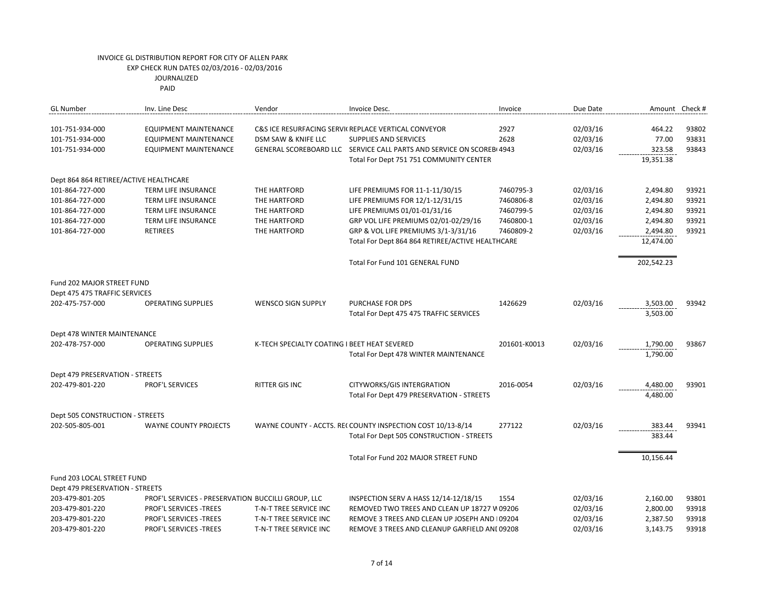INVOICE GL DISTRIBUTION REPORT FOR CITY OF ALLEN PARK
EXP CHECK RUN DATES 02/03/2016 - 02/03/2016
JOURNALIZED
PAID

| GL Number | Inv. Line Desc | Vendor | Invoice Desc. | Invoice | Due Date | Amount | Check # |
|---|---|---|---|---|---|---|---|
| 101-751-934-000 | EQUIPMENT MAINTENANCE | C&S ICE RESURFACING SERVI( | REPLACE VERTICAL CONVEYOR | 2927 | 02/03/16 | 464.22 | 93802 |
| 101-751-934-000 | EQUIPMENT MAINTENANCE | DSM SAW & KNIFE LLC | SUPPLIES AND SERVICES | 2628 | 02/03/16 | 77.00 | 93831 |
| 101-751-934-000 | EQUIPMENT MAINTENANCE | GENERAL SCOREBOARD LLC | SERVICE CALL PARTS AND SERVICE ON SCOREB( | 4943 | 02/03/16 | 323.58 | 93843 |
| | | | Total For Dept 751 751 COMMUNITY CENTER | | | 19,351.38 | |
| Dept 864 864 RETIREE/ACTIVE HEALTHCARE | | | | | | | |
| 101-864-727-000 | TERM LIFE INSURANCE | THE HARTFORD | LIFE PREMIUMS FOR 11-1-11/30/15 | 7460795-3 | 02/03/16 | 2,494.80 | 93921 |
| 101-864-727-000 | TERM LIFE INSURANCE | THE HARTFORD | LIFE PREMIUMS FOR 12/1-12/31/15 | 7460806-8 | 02/03/16 | 2,494.80 | 93921 |
| 101-864-727-000 | TERM LIFE INSURANCE | THE HARTFORD | LIFE PREMIUMS 01/01-01/31/16 | 7460799-5 | 02/03/16 | 2,494.80 | 93921 |
| 101-864-727-000 | TERM LIFE INSURANCE | THE HARTFORD | GRP VOL LIFE PREMIUMS 02/01-02/29/16 | 7460800-1 | 02/03/16 | 2,494.80 | 93921 |
| 101-864-727-000 | RETIREES | THE HARTFORD | GRP & VOL LIFE PREMIUMS 3/1-3/31/16 | 7460809-2 | 02/03/16 | 2,494.80 | 93921 |
| | | | Total For Dept 864 864 RETIREE/ACTIVE HEALTHCARE | | | 12,474.00 | |
| | | | Total For Fund 101 GENERAL FUND | | | 202,542.23 | |
| Fund 202 MAJOR STREET FUND | | | | | | | |
| Dept 475 475 TRAFFIC SERVICES | | | | | | | |
| 202-475-757-000 | OPERATING SUPPLIES | WENSCO SIGN SUPPLY | PURCHASE FOR DPS | 1426629 | 02/03/16 | 3,503.00 | 93942 |
| | | | Total For Dept 475 475 TRAFFIC SERVICES | | | 3,503.00 | |
| Dept 478 WINTER MAINTENANCE | | | | | | | |
| 202-478-757-000 | OPERATING SUPPLIES | K-TECH SPECIALTY COATING I | BEET HEAT SEVERED | 201601-K0013 | 02/03/16 | 1,790.00 | 93867 |
| | | | Total For Dept 478 WINTER MAINTENANCE | | | 1,790.00 | |
| Dept 479 PRESERVATION - STREETS | | | | | | | |
| 202-479-801-220 | PROF'L SERVICES | RITTER GIS INC | CITYWORKS/GIS INTERGRATION | 2016-0054 | 02/03/16 | 4,480.00 | 93901 |
| | | | Total For Dept 479 PRESERVATION - STREETS | | | 4,480.00 | |
| Dept 505 CONSTRUCTION - STREETS | | | | | | | |
| 202-505-805-001 | WAYNE COUNTY PROJECTS | WAYNE COUNTY - ACCTS. RE( | COUNTY INSPECTION COST 10/13-8/14 | 277122 | 02/03/16 | 383.44 | 93941 |
| | | | Total For Dept 505 CONSTRUCTION - STREETS | | | 383.44 | |
| | | | Total For Fund 202 MAJOR STREET FUND | | | 10,156.44 | |
| Fund 203 LOCAL STREET FUND | | | | | | | |
| Dept 479 PRESERVATION - STREETS | | | | | | | |
| 203-479-801-205 | PROF'L SERVICES - PRESERVATION | BUCCILLI GROUP, LLC | INSPECTION SERV A HASS 12/14-12/18/15 | 1554 | 02/03/16 | 2,160.00 | 93801 |
| 203-479-801-220 | PROF'L SERVICES -TREES | T-N-T TREE SERVICE INC | REMOVED TWO TREES AND CLEAN UP 18727 W | 09206 | 02/03/16 | 2,800.00 | 93918 |
| 203-479-801-220 | PROF'L SERVICES -TREES | T-N-T TREE SERVICE INC | REMOVE 3 TREES AND CLEAN UP JOSEPH AND I | 09204 | 02/03/16 | 2,387.50 | 93918 |
| 203-479-801-220 | PROF'L SERVICES -TREES | T-N-T TREE SERVICE INC | REMOVE 3 TREES AND CLEANUP GARFIELD ANI | 09208 | 02/03/16 | 3,143.75 | 93918 |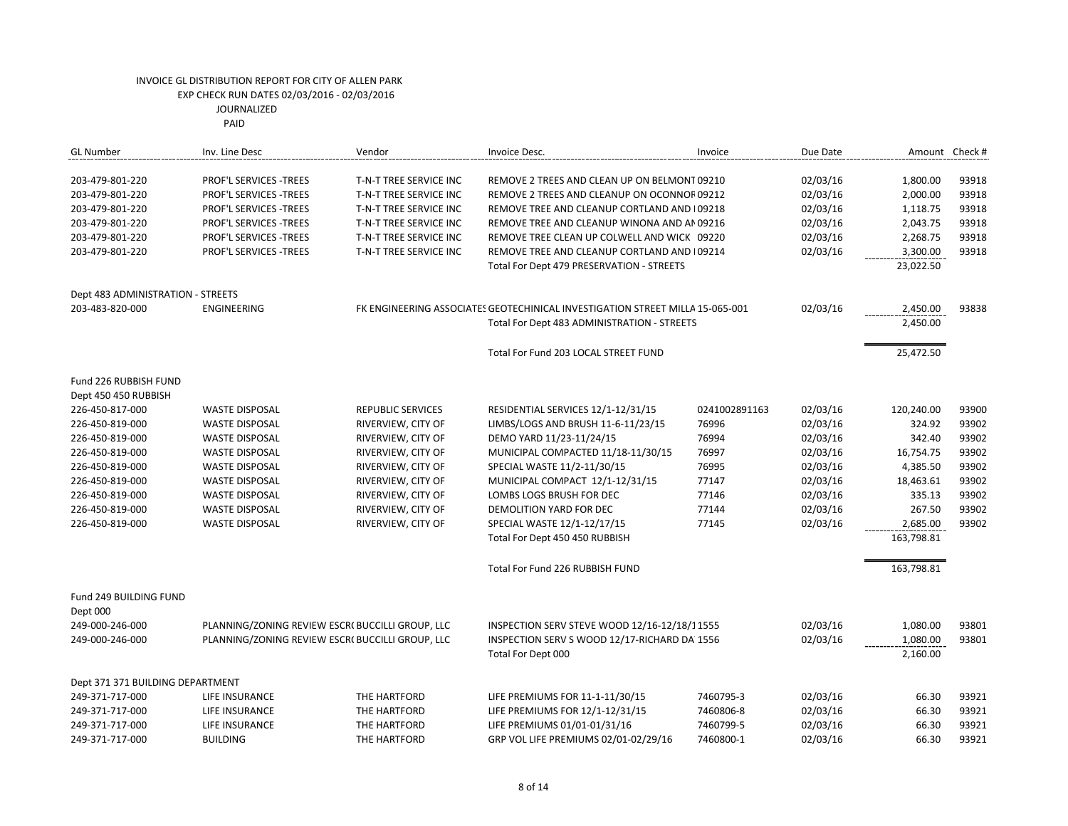INVOICE GL DISTRIBUTION REPORT FOR CITY OF ALLEN PARK
EXP CHECK RUN DATES 02/03/2016 - 02/03/2016
JOURNALIZED
PAID

| GL Number | Inv. Line Desc | Vendor | Invoice Desc. | Invoice | Due Date | Amount | Check # |
|---|---|---|---|---|---|---|---|
| 203-479-801-220 | PROF'L SERVICES -TREES | T-N-T TREE SERVICE INC | REMOVE 2 TREES AND CLEAN UP ON BELMONT | 09210 | 02/03/16 | 1,800.00 | 93918 |
| 203-479-801-220 | PROF'L SERVICES -TREES | T-N-T TREE SERVICE INC | REMOVE 2 TREES AND CLEANUP ON OCONNOR | 09212 | 02/03/16 | 2,000.00 | 93918 |
| 203-479-801-220 | PROF'L SERVICES -TREES | T-N-T TREE SERVICE INC | REMOVE TREE AND CLEANUP CORTLAND AND I | 09218 | 02/03/16 | 1,118.75 | 93918 |
| 203-479-801-220 | PROF'L SERVICES -TREES | T-N-T TREE SERVICE INC | REMOVE TREE AND CLEANUP WINONA AND AN | 09216 | 02/03/16 | 2,043.75 | 93918 |
| 203-479-801-220 | PROF'L SERVICES -TREES | T-N-T TREE SERVICE INC | REMOVE TREE CLEAN UP COLWELL AND WICK | 09220 | 02/03/16 | 2,268.75 | 93918 |
| 203-479-801-220 | PROF'L SERVICES -TREES | T-N-T TREE SERVICE INC | REMOVE TREE AND CLEANUP CORTLAND AND I | 09214 | 02/03/16 | 3,300.00 | 93918 |
| | | | Total For Dept 479 PRESERVATION - STREETS | | | 23,022.50 | |
| Dept 483 ADMINISTRATION - STREETS | | | | | | | |
| 203-483-820-000 | ENGINEERING | FK ENGINEERING ASSOCIATES | GEOTECHINICAL INVESTIGATION STREET MILLA | 15-065-001 | 02/03/16 | 2,450.00 | 93838 |
| | | | Total For Dept 483 ADMINISTRATION - STREETS | | | 2,450.00 | |
| | | | Total For Fund 203 LOCAL STREET FUND | | | 25,472.50 | |
| Fund 226 RUBBISH FUND | | | | | | | |
| Dept 450 450 RUBBISH | | | | | | | |
| 226-450-817-000 | WASTE DISPOSAL | REPUBLIC SERVICES | RESIDENTIAL SERVICES 12/1-12/31/15 | 0241002891163 | 02/03/16 | 120,240.00 | 93900 |
| 226-450-819-000 | WASTE DISPOSAL | RIVERVIEW, CITY OF | LIMBS/LOGS AND BRUSH 11-6-11/23/15 | 76996 | 02/03/16 | 324.92 | 93902 |
| 226-450-819-000 | WASTE DISPOSAL | RIVERVIEW, CITY OF | DEMO YARD 11/23-11/24/15 | 76994 | 02/03/16 | 342.40 | 93902 |
| 226-450-819-000 | WASTE DISPOSAL | RIVERVIEW, CITY OF | MUNICIPAL COMPACTED 11/18-11/30/15 | 76997 | 02/03/16 | 16,754.75 | 93902 |
| 226-450-819-000 | WASTE DISPOSAL | RIVERVIEW, CITY OF | SPECIAL WASTE 11/2-11/30/15 | 76995 | 02/03/16 | 4,385.50 | 93902 |
| 226-450-819-000 | WASTE DISPOSAL | RIVERVIEW, CITY OF | MUNICIPAL COMPACT 12/1-12/31/15 | 77147 | 02/03/16 | 18,463.61 | 93902 |
| 226-450-819-000 | WASTE DISPOSAL | RIVERVIEW, CITY OF | LOMBS LOGS BRUSH FOR DEC | 77146 | 02/03/16 | 335.13 | 93902 |
| 226-450-819-000 | WASTE DISPOSAL | RIVERVIEW, CITY OF | DEMOLITION YARD FOR DEC | 77144 | 02/03/16 | 267.50 | 93902 |
| 226-450-819-000 | WASTE DISPOSAL | RIVERVIEW, CITY OF | SPECIAL WASTE 12/1-12/17/15 | 77145 | 02/03/16 | 2,685.00 | 93902 |
| | | | Total For Dept 450 450 RUBBISH | | | 163,798.81 | |
| | | | Total For Fund 226 RUBBISH FUND | | | 163,798.81 | |
| Fund 249 BUILDING FUND | | | | | | | |
| Dept 000 | | | | | | | |
| 249-000-246-000 | PLANNING/ZONING REVIEW ESCR( | BUCCILLI GROUP, LLC | INSPECTION SERV STEVE WOOD 12/16-12/18/1 | 1555 | 02/03/16 | 1,080.00 | 93801 |
| 249-000-246-000 | PLANNING/ZONING REVIEW ESCR( | BUCCILLI GROUP, LLC | INSPECTION SERV S WOOD 12/17-RICHARD DA | 1556 | 02/03/16 | 1,080.00 | 93801 |
| | | | Total For Dept 000 | | | 2,160.00 | |
| Dept 371 371 BUILDING DEPARTMENT | | | | | | | |
| 249-371-717-000 | LIFE INSURANCE | THE HARTFORD | LIFE PREMIUMS FOR 11-1-11/30/15 | 7460795-3 | 02/03/16 | 66.30 | 93921 |
| 249-371-717-000 | LIFE INSURANCE | THE HARTFORD | LIFE PREMIUMS FOR 12/1-12/31/15 | 7460806-8 | 02/03/16 | 66.30 | 93921 |
| 249-371-717-000 | LIFE INSURANCE | THE HARTFORD | LIFE PREMIUMS 01/01-01/31/16 | 7460799-5 | 02/03/16 | 66.30 | 93921 |
| 249-371-717-000 | BUILDING | THE HARTFORD | GRP VOL LIFE PREMIUMS 02/01-02/29/16 | 7460800-1 | 02/03/16 | 66.30 | 93921 |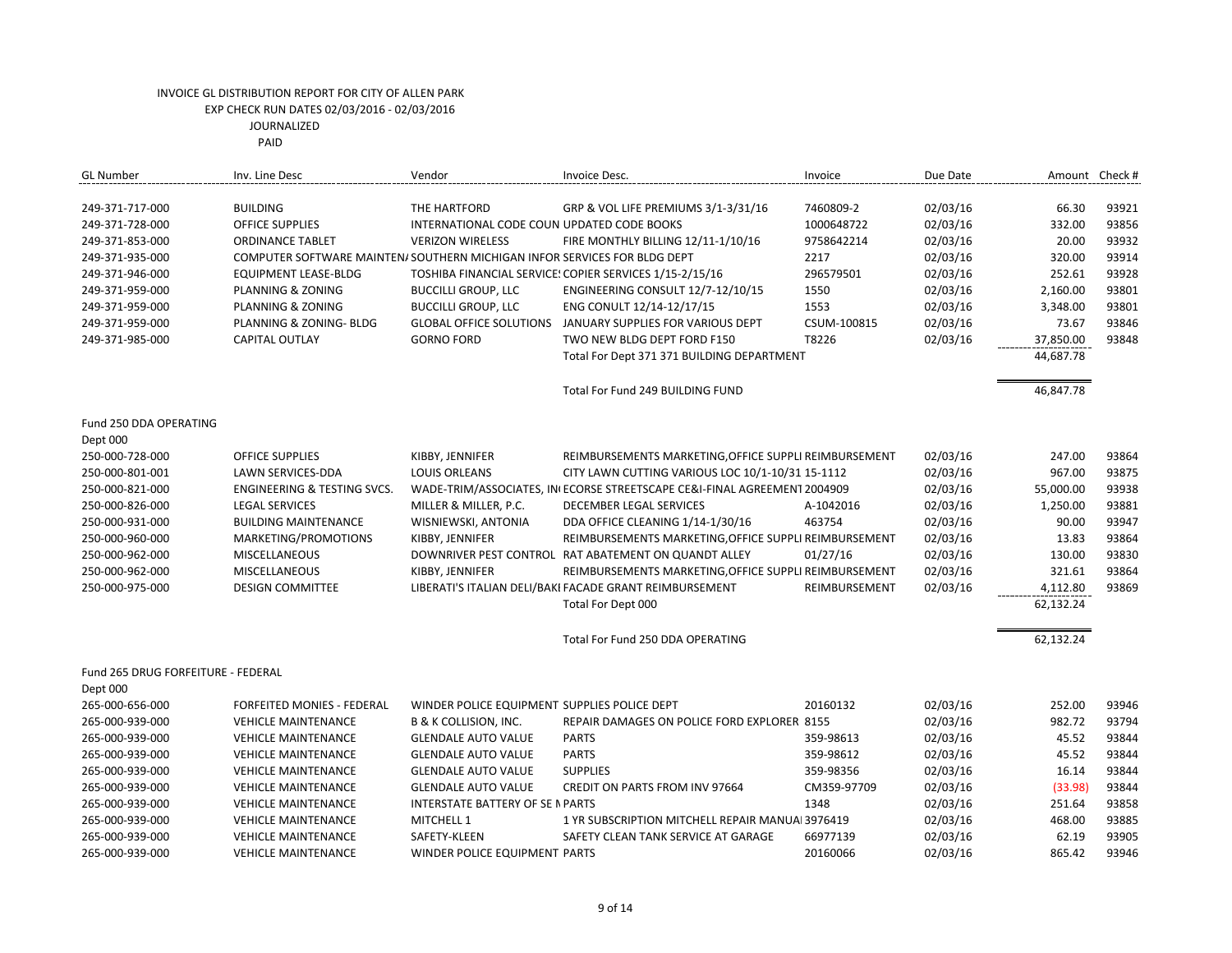INVOICE GL DISTRIBUTION REPORT FOR CITY OF ALLEN PARK
EXP CHECK RUN DATES 02/03/2016 - 02/03/2016
JOURNALIZED
PAID

| GL Number | Inv. Line Desc | Vendor | Invoice Desc. | Invoice | Due Date | Amount | Check # |
|---|---|---|---|---|---|---|---|
| 249-371-717-000 | BUILDING | THE HARTFORD | GRP & VOL LIFE PREMIUMS 3/1-3/31/16 | 7460809-2 | 02/03/16 | 66.30 | 93921 |
| 249-371-728-000 | OFFICE SUPPLIES | INTERNATIONAL CODE COUN | UPDATED CODE BOOKS | 1000648722 | 02/03/16 | 332.00 | 93856 |
| 249-371-853-000 | ORDINANCE TABLET | VERIZON WIRELESS | FIRE MONTHLY BILLING 12/11-1/10/16 | 9758642214 | 02/03/16 | 20.00 | 93932 |
| 249-371-935-000 | COMPUTER SOFTWARE MAINTEN/ | SOUTHERN MICHIGAN INFOR | SERVICES FOR BLDG DEPT | 2217 | 02/03/16 | 320.00 | 93914 |
| 249-371-946-000 | EQUIPMENT LEASE-BLDG | TOSHIBA FINANCIAL SERVICE! | COPIER SERVICES 1/15-2/15/16 | 296579501 | 02/03/16 | 252.61 | 93928 |
| 249-371-959-000 | PLANNING & ZONING | BUCCILLI GROUP, LLC | ENGINEERING CONSULT 12/7-12/10/15 | 1550 | 02/03/16 | 2,160.00 | 93801 |
| 249-371-959-000 | PLANNING & ZONING | BUCCILLI GROUP, LLC | ENG CONULT 12/14-12/17/15 | 1553 | 02/03/16 | 3,348.00 | 93801 |
| 249-371-959-000 | PLANNING & ZONING- BLDG | GLOBAL OFFICE SOLUTIONS | JANUARY SUPPLIES FOR VARIOUS DEPT | CSUM-100815 | 02/03/16 | 73.67 | 93846 |
| 249-371-985-000 | CAPITAL OUTLAY | GORNO FORD | TWO NEW BLDG DEPT FORD F150 | T8226 | 02/03/16 | 37,850.00 | 93848 |
| | | | Total For Dept 371 371 BUILDING DEPARTMENT | | | 44,687.78 | |
| | | | Total For Fund 249 BUILDING FUND | | | 46,847.78 | |
| Fund 250 DDA OPERATING | | | | | | | |
| Dept 000 | | | | | | | |
| 250-000-728-000 | OFFICE SUPPLIES | KIBBY, JENNIFER | REIMBURSEMENTS MARKETING,OFFICE SUPPLI | REIMBURSEMENT | 02/03/16 | 247.00 | 93864 |
| 250-000-801-001 | LAWN SERVICES-DDA | LOUIS ORLEANS | CITY LAWN CUTTING VARIOUS LOC 10/1-10/31 | 15-1112 | 02/03/16 | 967.00 | 93875 |
| 250-000-821-000 | ENGINEERING & TESTING SVCS. | WADE-TRIM/ASSOCIATES, IN | ECORSE STREETSCAPE CE&I-FINAL AGREEMENT | 2004909 | 02/03/16 | 55,000.00 | 93938 |
| 250-000-826-000 | LEGAL SERVICES | MILLER & MILLER, P.C. | DECEMBER LEGAL SERVICES | A-1042016 | 02/03/16 | 1,250.00 | 93881 |
| 250-000-931-000 | BUILDING MAINTENANCE | WISNIEWSKI, ANTONIA | DDA OFFICE CLEANING 1/14-1/30/16 | 463754 | 02/03/16 | 90.00 | 93947 |
| 250-000-960-000 | MARKETING/PROMOTIONS | KIBBY, JENNIFER | REIMBURSEMENTS MARKETING,OFFICE SUPPLI | REIMBURSEMENT | 02/03/16 | 13.83 | 93864 |
| 250-000-962-000 | MISCELLANEOUS | DOWNRIVER PEST CONTROL | RAT ABATEMENT ON QUANDT ALLEY | 01/27/16 | 02/03/16 | 130.00 | 93830 |
| 250-000-962-000 | MISCELLANEOUS | KIBBY, JENNIFER | REIMBURSEMENTS MARKETING,OFFICE SUPPLI | REIMBURSEMENT | 02/03/16 | 321.61 | 93864 |
| 250-000-975-000 | DESIGN COMMITTEE | LIBERATI'S ITALIAN DELI/BAKI | FACADE GRANT REIMBURSEMENT | REIMBURSEMENT | 02/03/16 | 4,112.80 | 93869 |
| | | | Total For Dept 000 | | | 62,132.24 | |
| | | | Total For Fund 250 DDA OPERATING | | | 62,132.24 | |
| Fund 265 DRUG FORFEITURE - FEDERAL | | | | | | | |
| Dept 000 | | | | | | | |
| 265-000-656-000 | FORFEITED MONIES - FEDERAL | WINDER POLICE EQUIPMENT | SUPPLIES POLICE DEPT | 20160132 | 02/03/16 | 252.00 | 93946 |
| 265-000-939-000 | VEHICLE MAINTENANCE | B & K COLLISION, INC. | REPAIR DAMAGES ON POLICE FORD EXPLORER | 8155 | 02/03/16 | 982.72 | 93794 |
| 265-000-939-000 | VEHICLE MAINTENANCE | GLENDALE AUTO VALUE | PARTS | 359-98613 | 02/03/16 | 45.52 | 93844 |
| 265-000-939-000 | VEHICLE MAINTENANCE | GLENDALE AUTO VALUE | PARTS | 359-98612 | 02/03/16 | 45.52 | 93844 |
| 265-000-939-000 | VEHICLE MAINTENANCE | GLENDALE AUTO VALUE | SUPPLIES | 359-98356 | 02/03/16 | 16.14 | 93844 |
| 265-000-939-000 | VEHICLE MAINTENANCE | GLENDALE AUTO VALUE | CREDIT ON PARTS FROM INV 97664 | CM359-97709 | 02/03/16 | (33.98) | 93844 |
| 265-000-939-000 | VEHICLE MAINTENANCE | INTERSTATE BATTERY OF SE N | PARTS | 1348 | 02/03/16 | 251.64 | 93858 |
| 265-000-939-000 | VEHICLE MAINTENANCE | MITCHELL 1 | 1 YR SUBSCRIPTION MITCHELL REPAIR MANUAI | 3976419 | 02/03/16 | 468.00 | 93885 |
| 265-000-939-000 | VEHICLE MAINTENANCE | SAFETY-KLEEN | SAFETY CLEAN TANK SERVICE AT GARAGE | 66977139 | 02/03/16 | 62.19 | 93905 |
| 265-000-939-000 | VEHICLE MAINTENANCE | WINDER POLICE EQUIPMENT | PARTS | 20160066 | 02/03/16 | 865.42 | 93946 |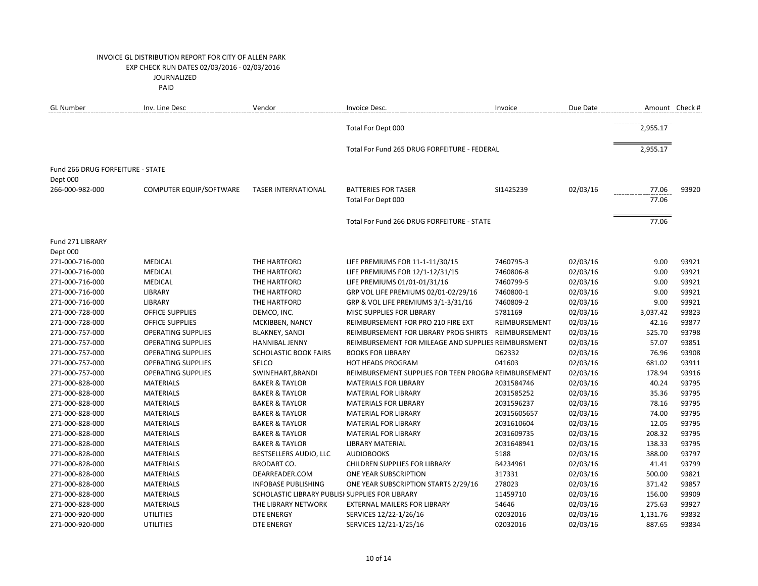INVOICE GL DISTRIBUTION REPORT FOR CITY OF ALLEN PARK
EXP CHECK RUN DATES 02/03/2016 - 02/03/2016
JOURNALIZED
PAID

| GL Number | Inv. Line Desc | Vendor | Invoice Desc. | Invoice | Due Date | Amount | Check # |
|---|---|---|---|---|---|---|---|
| | | | Total For Dept 000 | | | 2,955.17 | |
| | | | Total For Fund 265 DRUG FORFEITURE - FEDERAL | | | 2,955.17 | |
| Fund 266 DRUG FORFEITURE - STATE | | | | | | | |
| Dept 000 | | | | | | | |
| 266-000-982-000 | COMPUTER EQUIP/SOFTWARE | TASER INTERNATIONAL | BATTERIES FOR TASER | SI1425239 | 02/03/16 | 77.06 | 93920 |
| | | | Total For Dept 000 | | | 77.06 | |
| | | | Total For Fund 266 DRUG FORFEITURE - STATE | | | 77.06 | |
| Fund 271 LIBRARY | | | | | | | |
| Dept 000 | | | | | | | |
| 271-000-716-000 | MEDICAL | THE HARTFORD | LIFE PREMIUMS FOR 11-1-11/30/15 | 7460795-3 | 02/03/16 | 9.00 | 93921 |
| 271-000-716-000 | MEDICAL | THE HARTFORD | LIFE PREMIUMS FOR 12/1-12/31/15 | 7460806-8 | 02/03/16 | 9.00 | 93921 |
| 271-000-716-000 | MEDICAL | THE HARTFORD | LIFE PREMIUMS 01/01-01/31/16 | 7460799-5 | 02/03/16 | 9.00 | 93921 |
| 271-000-716-000 | LIBRARY | THE HARTFORD | GRP VOL LIFE PREMIUMS 02/01-02/29/16 | 7460800-1 | 02/03/16 | 9.00 | 93921 |
| 271-000-716-000 | LIBRARY | THE HARTFORD | GRP & VOL LIFE PREMIUMS 3/1-3/31/16 | 7460809-2 | 02/03/16 | 9.00 | 93921 |
| 271-000-728-000 | OFFICE SUPPLIES | DEMCO, INC. | MISC SUPPLIES FOR LIBRARY | 5781169 | 02/03/16 | 3,037.42 | 93823 |
| 271-000-728-000 | OFFICE SUPPLIES | MCKIBBEN, NANCY | REIMBURSEMENT FOR PRO 210 FIRE EXT | REIMBURSEMENT | 02/03/16 | 42.16 | 93877 |
| 271-000-757-000 | OPERATING SUPPLIES | BLAKNEY, SANDI | REIMBURSEMENT FOR LIBRARY PROG SHIRTS | REIMBURSEMENT | 02/03/16 | 525.70 | 93798 |
| 271-000-757-000 | OPERATING SUPPLIES | HANNIBAL JENNY | REIMBURSEMENT FOR MILEAGE AND SUPPLIES | REIMBURSMENT | 02/03/16 | 57.07 | 93851 |
| 271-000-757-000 | OPERATING SUPPLIES | SCHOLASTIC BOOK FAIRS | BOOKS FOR LIBRARY | D62332 | 02/03/16 | 76.96 | 93908 |
| 271-000-757-000 | OPERATING SUPPLIES | SELCO | HOT HEADS PROGRAM | 041603 | 02/03/16 | 681.02 | 93911 |
| 271-000-757-000 | OPERATING SUPPLIES | SWINEHART,BRANDI | REIMBURSEMENT SUPPLIES FOR TEEN PROGRA | REIMBURSEMENT | 02/03/16 | 178.94 | 93916 |
| 271-000-828-000 | MATERIALS | BAKER & TAYLOR | MATERIALS FOR LIBRARY | 2031584746 | 02/03/16 | 40.24 | 93795 |
| 271-000-828-000 | MATERIALS | BAKER & TAYLOR | MATERIAL FOR LIBRARY | 2031585252 | 02/03/16 | 35.36 | 93795 |
| 271-000-828-000 | MATERIALS | BAKER & TAYLOR | MATERIALS FOR LIBRARY | 2031596237 | 02/03/16 | 78.16 | 93795 |
| 271-000-828-000 | MATERIALS | BAKER & TAYLOR | MATERIAL FOR LIBRARY | 20315605657 | 02/03/16 | 74.00 | 93795 |
| 271-000-828-000 | MATERIALS | BAKER & TAYLOR | MATERIAL FOR LIBRARY | 2031610604 | 02/03/16 | 12.05 | 93795 |
| 271-000-828-000 | MATERIALS | BAKER & TAYLOR | MATERIAL FOR LIBRARY | 2031609735 | 02/03/16 | 208.32 | 93795 |
| 271-000-828-000 | MATERIALS | BAKER & TAYLOR | LIBRARY MATERIAL | 2031648941 | 02/03/16 | 138.33 | 93795 |
| 271-000-828-000 | MATERIALS | BESTSELLERS AUDIO, LLC | AUDIOBOOKS | 5188 | 02/03/16 | 388.00 | 93797 |
| 271-000-828-000 | MATERIALS | BRODART CO. | CHILDREN SUPPLIES FOR LIBRARY | B4234961 | 02/03/16 | 41.41 | 93799 |
| 271-000-828-000 | MATERIALS | DEARREADER.COM | ONE YEAR SUBSCRIPTION | 317331 | 02/03/16 | 500.00 | 93821 |
| 271-000-828-000 | MATERIALS | INFOBASE PUBLISHING | ONE YEAR SUBSCRIPTION STARTS 2/29/16 | 278023 | 02/03/16 | 371.42 | 93857 |
| 271-000-828-000 | MATERIALS | SCHOLASTIC LIBRARY PUBLISI | SUPPLIES FOR LIBRARY | 11459710 | 02/03/16 | 156.00 | 93909 |
| 271-000-828-000 | MATERIALS | THE LIBRARY NETWORK | EXTERNAL MAILERS FOR LIBRARY | 54646 | 02/03/16 | 275.63 | 93927 |
| 271-000-920-000 | UTILITIES | DTE ENERGY | SERVICES 12/22-1/26/16 | 02032016 | 02/03/16 | 1,131.76 | 93832 |
| 271-000-920-000 | UTILITIES | DTE ENERGY | SERVICES 12/21-1/25/16 | 02032016 | 02/03/16 | 887.65 | 93834 |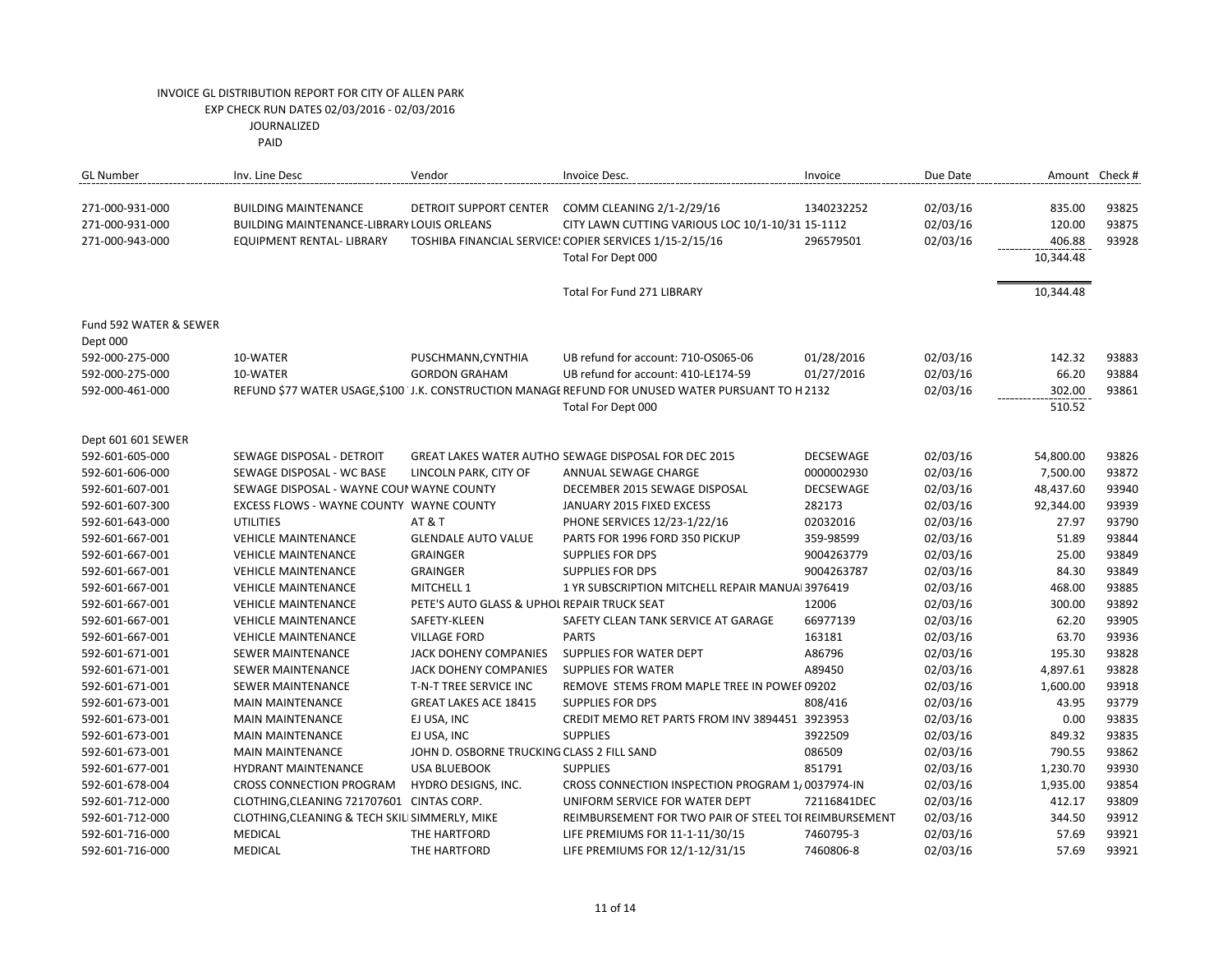INVOICE GL DISTRIBUTION REPORT FOR CITY OF ALLEN PARK
EXP CHECK RUN DATES 02/03/2016 - 02/03/2016
JOURNALIZED
PAID

| GL Number | Inv. Line Desc | Vendor | Invoice Desc. | Invoice | Due Date | Amount | Check # |
|---|---|---|---|---|---|---|---|
| 271-000-931-000 | BUILDING MAINTENANCE | DETROIT SUPPORT CENTER | COMM CLEANING 2/1-2/29/16 | 1340232252 | 02/03/16 | 835.00 | 93825 |
| 271-000-931-000 | BUILDING MAINTENANCE-LIBRARY | LOUIS ORLEANS | CITY LAWN CUTTING VARIOUS LOC 10/1-10/31 | 15-1112 | 02/03/16 | 120.00 | 93875 |
| 271-000-943-000 | EQUIPMENT RENTAL- LIBRARY | TOSHIBA FINANCIAL SERVICE | COPIER SERVICES 1/15-2/15/16 | 296579501 | 02/03/16 | 406.88 | 93928 |
| | | | Total For Dept 000 | | | 10,344.48 | |
| | | | Total For Fund 271 LIBRARY | | | 10,344.48 | |
| Fund 592 WATER & SEWER | | | | | | | |
| Dept 000 | | | | | | | |
| 592-000-275-000 | 10-WATER | PUSCHMANN,CYNTHIA | UB refund for account: 710-OS065-06 | 01/28/2016 | 02/03/16 | 142.32 | 93883 |
| 592-000-275-000 | 10-WATER | GORDON GRAHAM | UB refund for account: 410-LE174-59 | 01/27/2016 | 02/03/16 | 66.20 | 93884 |
| 592-000-461-000 | REFUND $77 WATER USAGE,$100 | J.K. CONSTRUCTION MANAGE | REFUND FOR UNUSED WATER PURSUANT TO H | 2132 | 02/03/16 | 302.00 | 93861 |
| | | | Total For Dept 000 | | | 510.52 | |
| Dept 601 601 SEWER | | | | | | | |
| 592-601-605-000 | SEWAGE DISPOSAL - DETROIT | GREAT LAKES WATER AUTHO | SEWAGE DISPOSAL FOR DEC 2015 | DECSEWAGE | 02/03/16 | 54,800.00 | 93826 |
| 592-601-606-000 | SEWAGE DISPOSAL - WC BASE | LINCOLN PARK, CITY OF | ANNUAL SEWAGE CHARGE | 0000002930 | 02/03/16 | 7,500.00 | 93872 |
| 592-601-607-001 | SEWAGE DISPOSAL - WAYNE COUN | WAYNE COUNTY | DECEMBER 2015 SEWAGE DISPOSAL | DECSEWAGE | 02/03/16 | 48,437.60 | 93940 |
| 592-601-607-300 | EXCESS FLOWS - WAYNE COUNTY | WAYNE COUNTY | JANUARY 2015 FIXED EXCESS | 282173 | 02/03/16 | 92,344.00 | 93939 |
| 592-601-643-000 | UTILITIES | AT & T | PHONE SERVICES 12/23-1/22/16 | 02032016 | 02/03/16 | 27.97 | 93790 |
| 592-601-667-001 | VEHICLE MAINTENANCE | GLENDALE AUTO VALUE | PARTS FOR 1996 FORD 350 PICKUP | 359-98599 | 02/03/16 | 51.89 | 93844 |
| 592-601-667-001 | VEHICLE MAINTENANCE | GRAINGER | SUPPLIES FOR DPS | 9004263779 | 02/03/16 | 25.00 | 93849 |
| 592-601-667-001 | VEHICLE MAINTENANCE | GRAINGER | SUPPLIES FOR DPS | 9004263787 | 02/03/16 | 84.30 | 93849 |
| 592-601-667-001 | VEHICLE MAINTENANCE | MITCHELL 1 | 1 YR SUBSCRIPTION MITCHELL REPAIR MANUA | 3976419 | 02/03/16 | 468.00 | 93885 |
| 592-601-667-001 | VEHICLE MAINTENANCE | PETE'S AUTO GLASS & UPHOL | REPAIR TRUCK SEAT | 12006 | 02/03/16 | 300.00 | 93892 |
| 592-601-667-001 | VEHICLE MAINTENANCE | SAFETY-KLEEN | SAFETY CLEAN TANK SERVICE AT GARAGE | 66977139 | 02/03/16 | 62.20 | 93905 |
| 592-601-667-001 | VEHICLE MAINTENANCE | VILLAGE FORD | PARTS | 163181 | 02/03/16 | 63.70 | 93936 |
| 592-601-671-001 | SEWER MAINTENANCE | JACK DOHENY COMPANIES | SUPPLIES FOR WATER DEPT | A86796 | 02/03/16 | 195.30 | 93828 |
| 592-601-671-001 | SEWER MAINTENANCE | JACK DOHENY COMPANIES | SUPPLIES FOR WATER | A89450 | 02/03/16 | 4,897.61 | 93828 |
| 592-601-671-001 | SEWER MAINTENANCE | T-N-T TREE SERVICE INC | REMOVE STEMS FROM MAPLE TREE IN POWEI | 09202 | 02/03/16 | 1,600.00 | 93918 |
| 592-601-673-001 | MAIN MAINTENANCE | GREAT LAKES ACE 18415 | SUPPLIES FOR DPS | 808/416 | 02/03/16 | 43.95 | 93779 |
| 592-601-673-001 | MAIN MAINTENANCE | EJ USA, INC | CREDIT MEMO RET PARTS FROM INV 3894451 | 3923953 | 02/03/16 | 0.00 | 93835 |
| 592-601-673-001 | MAIN MAINTENANCE | EJ USA, INC | SUPPLIES | 3922509 | 02/03/16 | 849.32 | 93835 |
| 592-601-673-001 | MAIN MAINTENANCE | JOHN D. OSBORNE TRUCKING | CLASS 2 FILL SAND | 086509 | 02/03/16 | 790.55 | 93862 |
| 592-601-677-001 | HYDRANT MAINTENANCE | USA BLUEBOOK | SUPPLIES | 851791 | 02/03/16 | 1,230.70 | 93930 |
| 592-601-678-004 | CROSS CONNECTION PROGRAM | HYDRO DESIGNS, INC. | CROSS CONNECTION INSPECTION PROGRAM 1/ | 0037974-IN | 02/03/16 | 1,935.00 | 93854 |
| 592-601-712-000 | CLOTHING,CLEANING 721707601 | CINTAS CORP. | UNIFORM SERVICE FOR WATER DEPT | 72116841DEC | 02/03/16 | 412.17 | 93809 |
| 592-601-712-000 | CLOTHING,CLEANING & TECH SKIL | SIMMERLY, MIKE | REIMBURSEMENT FOR TWO PAIR OF STEEL TOI | REIMBURSEMENT | 02/03/16 | 344.50 | 93912 |
| 592-601-716-000 | MEDICAL | THE HARTFORD | LIFE PREMIUMS FOR 11-1-11/30/15 | 7460795-3 | 02/03/16 | 57.69 | 93921 |
| 592-601-716-000 | MEDICAL | THE HARTFORD | LIFE PREMIUMS FOR 12/1-12/31/15 | 7460806-8 | 02/03/16 | 57.69 | 93921 |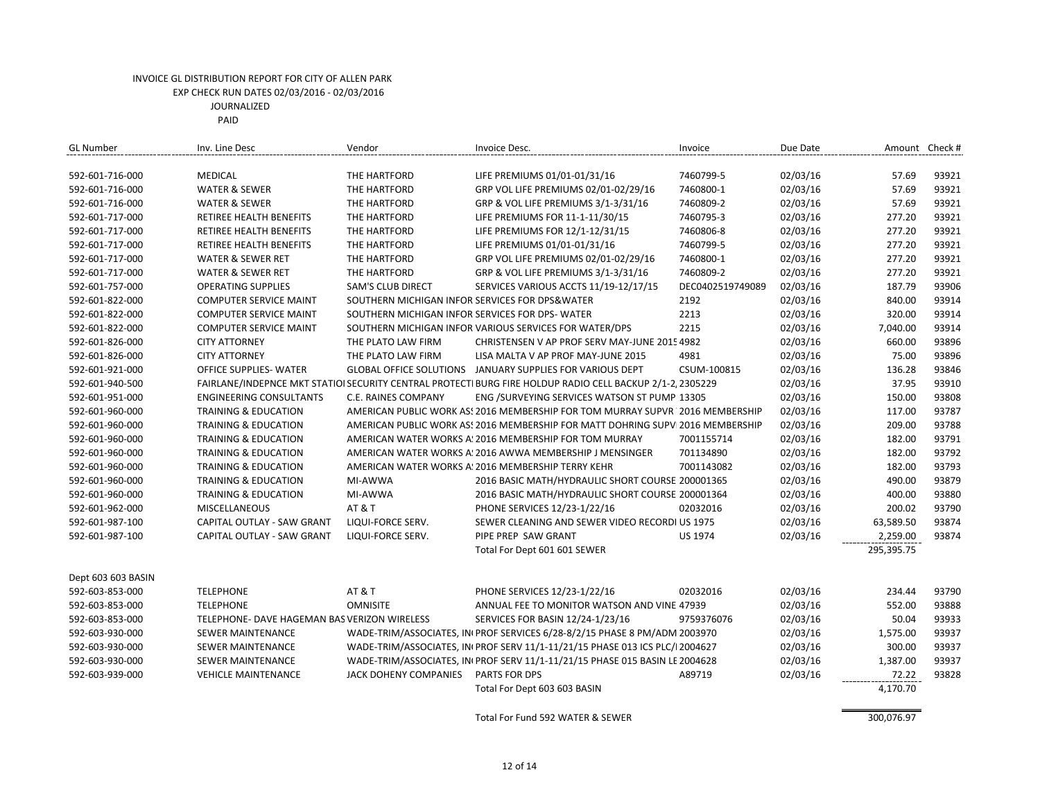INVOICE GL DISTRIBUTION REPORT FOR CITY OF ALLEN PARK
EXP CHECK RUN DATES 02/03/2016 - 02/03/2016
JOURNALIZED
PAID

| GL Number | Inv. Line Desc | Vendor | Invoice Desc. | Invoice | Due Date | Amount | Check # |
|---|---|---|---|---|---|---|---|
| 592-601-716-000 | MEDICAL | THE HARTFORD | LIFE PREMIUMS 01/01-01/31/16 | 7460799-5 | 02/03/16 | 57.69 | 93921 |
| 592-601-716-000 | WATER & SEWER | THE HARTFORD | GRP VOL LIFE PREMIUMS 02/01-02/29/16 | 7460800-1 | 02/03/16 | 57.69 | 93921 |
| 592-601-716-000 | WATER & SEWER | THE HARTFORD | GRP & VOL LIFE PREMIUMS 3/1-3/31/16 | 7460809-2 | 02/03/16 | 57.69 | 93921 |
| 592-601-717-000 | RETIREE HEALTH BENEFITS | THE HARTFORD | LIFE PREMIUMS FOR 11-1-11/30/15 | 7460795-3 | 02/03/16 | 277.20 | 93921 |
| 592-601-717-000 | RETIREE HEALTH BENEFITS | THE HARTFORD | LIFE PREMIUMS FOR 12/1-12/31/15 | 7460806-8 | 02/03/16 | 277.20 | 93921 |
| 592-601-717-000 | RETIREE HEALTH BENEFITS | THE HARTFORD | LIFE PREMIUMS 01/01-01/31/16 | 7460799-5 | 02/03/16 | 277.20 | 93921 |
| 592-601-717-000 | WATER & SEWER RET | THE HARTFORD | GRP VOL LIFE PREMIUMS 02/01-02/29/16 | 7460800-1 | 02/03/16 | 277.20 | 93921 |
| 592-601-717-000 | WATER & SEWER RET | THE HARTFORD | GRP & VOL LIFE PREMIUMS 3/1-3/31/16 | 7460809-2 | 02/03/16 | 277.20 | 93921 |
| 592-601-757-000 | OPERATING SUPPLIES | SAM'S CLUB DIRECT | SERVICES VARIOUS ACCTS 11/19-12/17/15 | DEC0402519749089 | 02/03/16 | 187.79 | 93906 |
| 592-601-822-000 | COMPUTER SERVICE MAINT | SOUTHERN MICHIGAN INFOR | SERVICES FOR DPS&WATER | 2192 | 02/03/16 | 840.00 | 93914 |
| 592-601-822-000 | COMPUTER SERVICE MAINT | SOUTHERN MICHIGAN INFOR | SERVICES FOR DPS- WATER | 2213 | 02/03/16 | 320.00 | 93914 |
| 592-601-822-000 | COMPUTER SERVICE MAINT | SOUTHERN MICHIGAN INFOR | VARIOUS SERVICES FOR WATER/DPS | 2215 | 02/03/16 | 7,040.00 | 93914 |
| 592-601-826-000 | CITY ATTORNEY | THE PLATO LAW FIRM | CHRISTENSEN V AP PROF SERV MAY-JUNE 2015 | 4982 | 02/03/16 | 660.00 | 93896 |
| 592-601-826-000 | CITY ATTORNEY | THE PLATO LAW FIRM | LISA MALTA V AP PROF MAY-JUNE 2015 | 4981 | 02/03/16 | 75.00 | 93896 |
| 592-601-921-000 | OFFICE SUPPLIES- WATER | GLOBAL OFFICE SOLUTIONS | JANUARY SUPPLIES FOR VARIOUS DEPT | CSUM-100815 | 02/03/16 | 136.28 | 93846 |
| 592-601-940-500 | FAIRLANE/INDEPNCE MKT STATIO | SECURITY CENTRAL PROTECTI | BURG FIRE HOLDUP RADIO CELL BACKUP 2/1-2/ | 2305229 | 02/03/16 | 37.95 | 93910 |
| 592-601-951-000 | ENGINEERING CONSULTANTS | C.E. RAINES COMPANY | ENG /SURVEYING SERVICES WATSON ST PUMP | 13305 | 02/03/16 | 150.00 | 93808 |
| 592-601-960-000 | TRAINING & EDUCATION | AMERICAN PUBLIC WORK ASS | 2016 MEMBERSHIP FOR TOM MURRAY SUPVR | 2016 MEMBERSHIP | 02/03/16 | 117.00 | 93787 |
| 592-601-960-000 | TRAINING & EDUCATION | AMERICAN PUBLIC WORK ASS | 2016 MEMBERSHIP FOR MATT DOHRING SUPV | 2016 MEMBERSHIP | 02/03/16 | 209.00 | 93788 |
| 592-601-960-000 | TRAINING & EDUCATION | AMERICAN WATER WORKS A | 2016 MEMBERSHIP FOR TOM MURRAY | 7001155714 | 02/03/16 | 182.00 | 93791 |
| 592-601-960-000 | TRAINING & EDUCATION | AMERICAN WATER WORKS A | 2016 AWWA MEMBERSHIP J MENSINGER | 701134890 | 02/03/16 | 182.00 | 93792 |
| 592-601-960-000 | TRAINING & EDUCATION | AMERICAN WATER WORKS A | 2016 MEMBERSHIP TERRY KEHR | 7001143082 | 02/03/16 | 182.00 | 93793 |
| 592-601-960-000 | TRAINING & EDUCATION | MI-AWWA | 2016 BASIC MATH/HYDRAULIC SHORT COURSE | 200001365 | 02/03/16 | 490.00 | 93879 |
| 592-601-960-000 | TRAINING & EDUCATION | MI-AWWA | 2016 BASIC MATH/HYDRAULIC SHORT COURSE | 200001364 | 02/03/16 | 400.00 | 93880 |
| 592-601-962-000 | MISCELLANEOUS | AT & T | PHONE SERVICES 12/23-1/22/16 | 02032016 | 02/03/16 | 200.02 | 93790 |
| 592-601-987-100 | CAPITAL OUTLAY - SAW GRANT | LIQUI-FORCE SERV. | SEWER CLEANING AND SEWER VIDEO RECORDI | US 1975 | 02/03/16 | 63,589.50 | 93874 |
| 592-601-987-100 | CAPITAL OUTLAY - SAW GRANT | LIQUI-FORCE SERV. | PIPE PREP SAW GRANT | US 1974 | 02/03/16 | 2,259.00 | 93874 |
| | | | Total For Dept 601 601 SEWER | | | 295,395.75 | |
| Dept 603 603 BASIN | | | | | | | |
| 592-603-853-000 | TELEPHONE | AT & T | PHONE SERVICES 12/23-1/22/16 | 02032016 | 02/03/16 | 234.44 | 93790 |
| 592-603-853-000 | TELEPHONE | OMNISITE | ANNUAL FEE TO MONITOR WATSON AND VINE | 47939 | 02/03/16 | 552.00 | 93888 |
| 592-603-853-000 | TELEPHONE- DAVE HAGEMAN BAS | VERIZON WIRELESS | SERVICES FOR BASIN 12/24-1/23/16 | 9759376076 | 02/03/16 | 50.04 | 93933 |
| 592-603-930-000 | SEWER MAINTENANCE | WADE-TRIM/ASSOCIATES, IN | PROF SERVICES 6/28-8/2/15 PHASE 8 PM/ADM | 2003970 | 02/03/16 | 1,575.00 | 93937 |
| 592-603-930-000 | SEWER MAINTENANCE | WADE-TRIM/ASSOCIATES, IN | PROF SERV 11/1-11/21/15 PHASE 013 ICS PLC/I | 2004627 | 02/03/16 | 300.00 | 93937 |
| 592-603-930-000 | SEWER MAINTENANCE | WADE-TRIM/ASSOCIATES, IN | PROF SERV 11/1-11/21/15 PHASE 015 BASIN LE | 2004628 | 02/03/16 | 1,387.00 | 93937 |
| 592-603-939-000 | VEHICLE MAINTENANCE | JACK DOHENY COMPANIES | PARTS FOR DPS | A89719 | 02/03/16 | 72.22 | 93828 |
| | | | Total For Dept 603 603 BASIN | | | 4,170.70 | |
| | | | Total For Fund 592 WATER & SEWER | | | 300,076.97 | |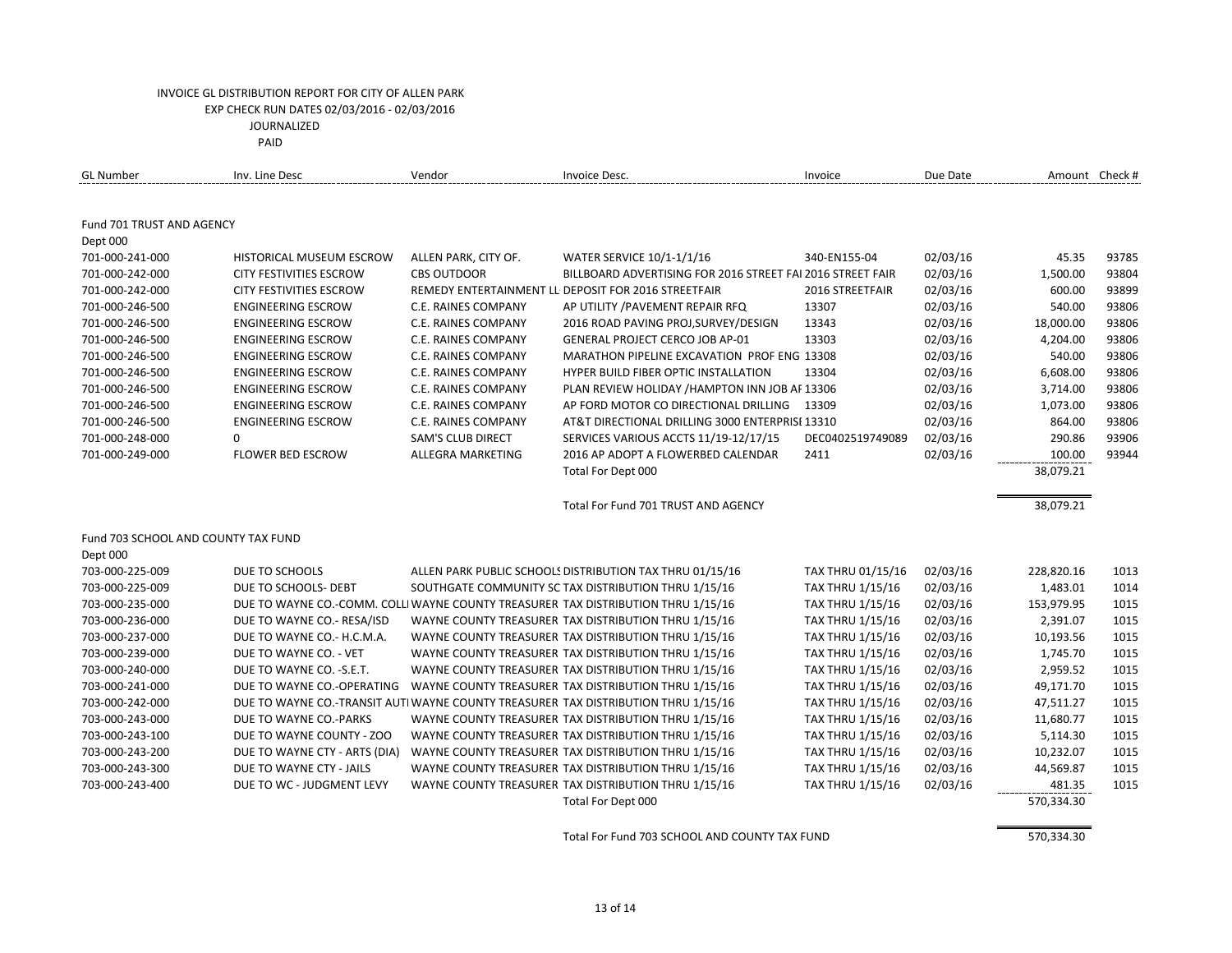INVOICE GL DISTRIBUTION REPORT FOR CITY OF ALLEN PARK
EXP CHECK RUN DATES 02/03/2016 - 02/03/2016
JOURNALIZED
PAID

| GL Number | Inv. Line Desc | Vendor | Invoice Desc. | Invoice | Due Date | Amount | Check # |
|---|---|---|---|---|---|---|---|
| **Fund 701 TRUST AND AGENCY** | | | | | | | |
| Dept 000 | | | | | | | |
| 701-000-241-000 | HISTORICAL MUSEUM ESCROW | ALLEN PARK, CITY OF. | WATER SERVICE 10/1-1/1/16 | 340-EN155-04 | 02/03/16 | 45.35 | 93785 |
| 701-000-242-000 | CITY FESTIVITIES ESCROW | CBS OUTDOOR | BILLBOARD ADVERTISING FOR 2016 STREET FAI | 2016 STREET FAIR | 02/03/16 | 1,500.00 | 93804 |
| 701-000-242-000 | CITY FESTIVITIES ESCROW | REMEDY ENTERTAINMENT LL | DEPOSIT FOR 2016 STREETFAIR | 2016 STREETFAIR | 02/03/16 | 600.00 | 93899 |
| 701-000-246-500 | ENGINEERING ESCROW | C.E. RAINES COMPANY | AP UTILITY /PAVEMENT REPAIR RFQ | 13307 | 02/03/16 | 540.00 | 93806 |
| 701-000-246-500 | ENGINEERING ESCROW | C.E. RAINES COMPANY | 2016 ROAD PAVING PROJ,SURVEY/DESIGN | 13343 | 02/03/16 | 18,000.00 | 93806 |
| 701-000-246-500 | ENGINEERING ESCROW | C.E. RAINES COMPANY | GENERAL PROJECT CERCO JOB AP-01 | 13303 | 02/03/16 | 4,204.00 | 93806 |
| 701-000-246-500 | ENGINEERING ESCROW | C.E. RAINES COMPANY | MARATHON PIPELINE EXCAVATION PROF ENG | 13308 | 02/03/16 | 540.00 | 93806 |
| 701-000-246-500 | ENGINEERING ESCROW | C.E. RAINES COMPANY | HYPER BUILD FIBER OPTIC INSTALLATION | 13304 | 02/03/16 | 6,608.00 | 93806 |
| 701-000-246-500 | ENGINEERING ESCROW | C.E. RAINES COMPANY | PLAN REVIEW HOLIDAY /HAMPTON INN JOB AI | 13306 | 02/03/16 | 3,714.00 | 93806 |
| 701-000-246-500 | ENGINEERING ESCROW | C.E. RAINES COMPANY | AP FORD MOTOR CO DIRECTIONAL DRILLING | 13309 | 02/03/16 | 1,073.00 | 93806 |
| 701-000-246-500 | ENGINEERING ESCROW | C.E. RAINES COMPANY | AT&T DIRECTIONAL DRILLING 3000 ENTERPRISI | 13310 | 02/03/16 | 864.00 | 93806 |
| 701-000-248-000 | 0 | SAM'S CLUB DIRECT | SERVICES VARIOUS ACCTS 11/19-12/17/15 | DEC0402519749089 | 02/03/16 | 290.86 | 93906 |
| 701-000-249-000 | FLOWER BED ESCROW | ALLEGRA MARKETING | 2016 AP ADOPT A FLOWERBED CALENDAR | 2411 | 02/03/16 | 100.00 | 93944 |
| | | | Total For Dept 000 | | | 38,079.21 | |
| | | | Total For Fund 701 TRUST AND AGENCY | | | 38,079.21 | |
| **Fund 703 SCHOOL AND COUNTY TAX FUND** | | | | | | | |
| Dept 000 | | | | | | | |
| 703-000-225-009 | DUE TO SCHOOLS | ALLEN PARK PUBLIC SCHOOLS | DISTRIBUTION TAX THRU 01/15/16 | TAX THRU 01/15/16 | 02/03/16 | 228,820.16 | 1013 |
| 703-000-225-009 | DUE TO SCHOOLS- DEBT | SOUTHGATE COMMUNITY SC | TAX DISTRIBUTION THRU 1/15/16 | TAX THRU 1/15/16 | 02/03/16 | 1,483.01 | 1014 |
| 703-000-235-000 | DUE TO WAYNE CO.-COMM. COLL | WAYNE COUNTY TREASURER | TAX DISTRIBUTION THRU 1/15/16 | TAX THRU 1/15/16 | 02/03/16 | 153,979.95 | 1015 |
| 703-000-236-000 | DUE TO WAYNE CO.- RESA/ISD | WAYNE COUNTY TREASURER | TAX DISTRIBUTION THRU 1/15/16 | TAX THRU 1/15/16 | 02/03/16 | 2,391.07 | 1015 |
| 703-000-237-000 | DUE TO WAYNE CO.- H.C.M.A. | WAYNE COUNTY TREASURER | TAX DISTRIBUTION THRU 1/15/16 | TAX THRU 1/15/16 | 02/03/16 | 10,193.56 | 1015 |
| 703-000-239-000 | DUE TO WAYNE CO. - VET | WAYNE COUNTY TREASURER | TAX DISTRIBUTION THRU 1/15/16 | TAX THRU 1/15/16 | 02/03/16 | 1,745.70 | 1015 |
| 703-000-240-000 | DUE TO WAYNE CO. -S.E.T. | WAYNE COUNTY TREASURER | TAX DISTRIBUTION THRU 1/15/16 | TAX THRU 1/15/16 | 02/03/16 | 2,959.52 | 1015 |
| 703-000-241-000 | DUE TO WAYNE CO.-OPERATING | WAYNE COUNTY TREASURER | TAX DISTRIBUTION THRU 1/15/16 | TAX THRU 1/15/16 | 02/03/16 | 49,171.70 | 1015 |
| 703-000-242-000 | DUE TO WAYNE CO.-TRANSIT AUTI | WAYNE COUNTY TREASURER | TAX DISTRIBUTION THRU 1/15/16 | TAX THRU 1/15/16 | 02/03/16 | 47,511.27 | 1015 |
| 703-000-243-000 | DUE TO WAYNE CO.-PARKS | WAYNE COUNTY TREASURER | TAX DISTRIBUTION THRU 1/15/16 | TAX THRU 1/15/16 | 02/03/16 | 11,680.77 | 1015 |
| 703-000-243-100 | DUE TO WAYNE COUNTY - ZOO | WAYNE COUNTY TREASURER | TAX DISTRIBUTION THRU 1/15/16 | TAX THRU 1/15/16 | 02/03/16 | 5,114.30 | 1015 |
| 703-000-243-200 | DUE TO WAYNE CTY - ARTS (DIA) | WAYNE COUNTY TREASURER | TAX DISTRIBUTION THRU 1/15/16 | TAX THRU 1/15/16 | 02/03/16 | 10,232.07 | 1015 |
| 703-000-243-300 | DUE TO WAYNE CTY - JAILS | WAYNE COUNTY TREASURER | TAX DISTRIBUTION THRU 1/15/16 | TAX THRU 1/15/16 | 02/03/16 | 44,569.87 | 1015 |
| 703-000-243-400 | DUE TO WC - JUDGMENT LEVY | WAYNE COUNTY TREASURER | TAX DISTRIBUTION THRU 1/15/16 | TAX THRU 1/15/16 | 02/03/16 | 481.35 | 1015 |
| | | | Total For Dept 000 | | | 570,334.30 | |
| | | | Total For Fund 703 SCHOOL AND COUNTY TAX FUND | | | 570,334.30 | |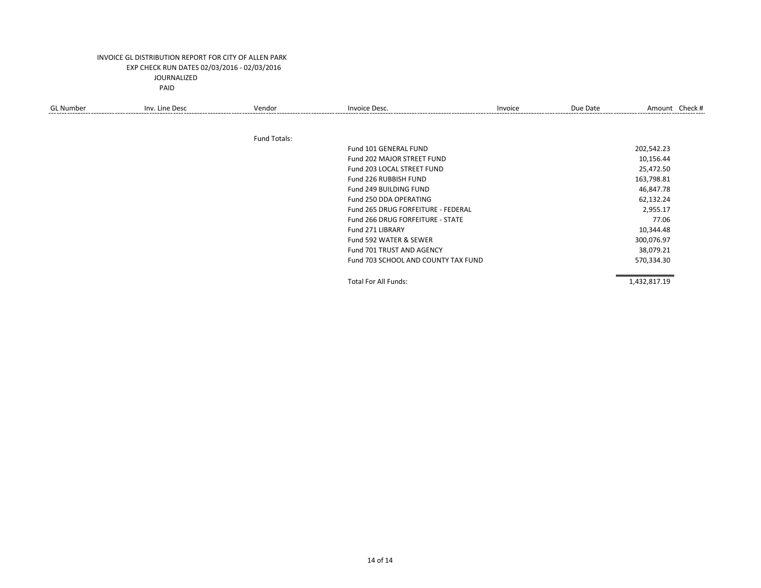INVOICE GL DISTRIBUTION REPORT FOR CITY OF ALLEN PARK
EXP CHECK RUN DATES 02/03/2016 - 02/03/2016
JOURNALIZED
PAID

| GL Number | Inv. Line Desc | Vendor | Invoice Desc. | Invoice | Due Date | Amount | Check # |
|---|---|---|---|---|---|---|---|
| | | Fund Totals: | | | | | |
| | | | Fund 101 GENERAL FUND | | | 202,542.23 | |
| | | | Fund 202 MAJOR STREET FUND | | | 10,156.44 | |
| | | | Fund 203 LOCAL STREET FUND | | | 25,472.50 | |
| | | | Fund 226 RUBBISH FUND | | | 163,798.81 | |
| | | | Fund 249 BUILDING FUND | | | 46,847.78 | |
| | | | Fund 250 DDA OPERATING | | | 62,132.24 | |
| | | | Fund 265 DRUG FORFEITURE - FEDERAL | | | 2,955.17 | |
| | | | Fund 266 DRUG FORFEITURE - STATE | | | 77.06 | |
| | | | Fund 271 LIBRARY | | | 10,344.48 | |
| | | | Fund 592 WATER & SEWER | | | 300,076.97 | |
| | | | Fund 701 TRUST AND AGENCY | | | 38,079.21 | |
| | | | Fund 703 SCHOOL AND COUNTY TAX FUND | | | 570,334.30 | |
| | | | Total For All Funds: | | | 1,432,817.19 | |